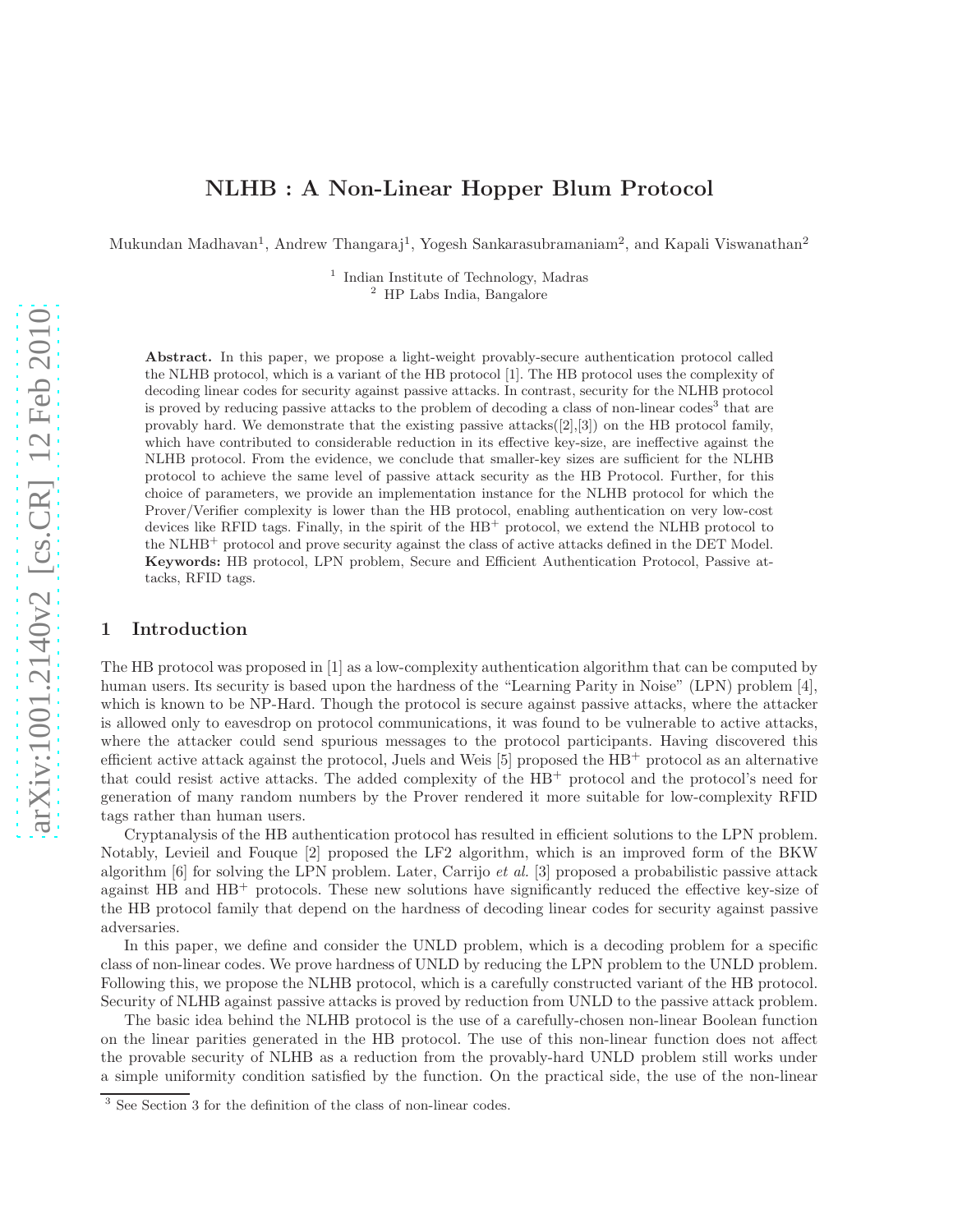# NLHB : A Non-Linear Hopper Blum Protocol

Mukundan Madhavan[1], Andrew Thangaraj[1], Yogesh Sankarasubramaniam[2], and Kapali Viswanathan[2]

[1] Indian Institute of Technology, Madras
[2] HP Labs India, Bangalore

**Abstract.** In this paper, we propose a light-weight provably-secure authentication protocol called the NLHB protocol, which is a variant of the HB protocol [1]. The HB protocol uses the complexity of decoding linear codes for security against passive attacks. In contrast, security for the NLHB protocol is proved by reducing passive attacks to the problem of decoding a class of non-linear codes[3] that are provably hard. We demonstrate that the existing passive attacks([2],[3]) on the HB protocol family, which have contributed to considerable reduction in its effective key-size, are ineffective against the NLHB protocol. From the evidence, we conclude that smaller-key sizes are sufficient for the NLHB protocol to achieve the same level of passive attack security as the HB Protocol. Further, for this choice of parameters, we provide an implementation instance for the NLHB protocol for which the Prover/Verifier complexity is lower than the HB protocol, enabling authentication on very low-cost devices like RFID tags. Finally, in the spirit of the HB$^+$ protocol, we extend the NLHB protocol to the NLHB$^+$ protocol and prove security against the class of active attacks defined in the DET Model.
**Keywords:** HB protocol, LPN problem, Secure and Efficient Authentication Protocol, Passive attacks, RFID tags.

## 1 Introduction

The HB protocol was proposed in [1] as a low-complexity authentication algorithm that can be computed by human users. Its security is based upon the hardness of the "Learning Parity in Noise" (LPN) problem [4], which is known to be NP-Hard. Though the protocol is secure against passive attacks, where the attacker is allowed only to eavesdrop on protocol communications, it was found to be vulnerable to active attacks, where the attacker could send spurious messages to the protocol participants. Having discovered this efficient active attack against the protocol, Juels and Weis [5] proposed the HB$^+$ protocol as an alternative that could resist active attacks. The added complexity of the HB$^+$ protocol and the protocol's need for generation of many random numbers by the Prover rendered it more suitable for low-complexity RFID tags rather than human users.

Cryptanalysis of the HB authentication protocol has resulted in efficient solutions to the LPN problem. Notably, Levieil and Fouque [2] proposed the LF2 algorithm, which is an improved form of the BKW algorithm [6] for solving the LPN problem. Later, Carrijo *et al.* [3] proposed a probabilistic passive attack against HB and HB$^+$ protocols. These new solutions have significantly reduced the effective key-size of the HB protocol family that depend on the hardness of decoding linear codes for security against passive adversaries.

In this paper, we define and consider the UNLD problem, which is a decoding problem for a specific class of non-linear codes. We prove hardness of UNLD by reducing the LPN problem to the UNLD problem. Following this, we propose the NLHB protocol, which is a carefully constructed variant of the HB protocol. Security of NLHB against passive attacks is proved by reduction from UNLD to the passive attack problem.

The basic idea behind the NLHB protocol is the use of a carefully-chosen non-linear Boolean function on the linear parities generated in the HB protocol. The use of this non-linear function does not affect the provable security of NLHB as a reduction from the provably-hard UNLD problem still works under a simple uniformity condition satisfied by the function. On the practical side, the use of the non-linear

[3] See Section 3 for the definition of the class of non-linear codes.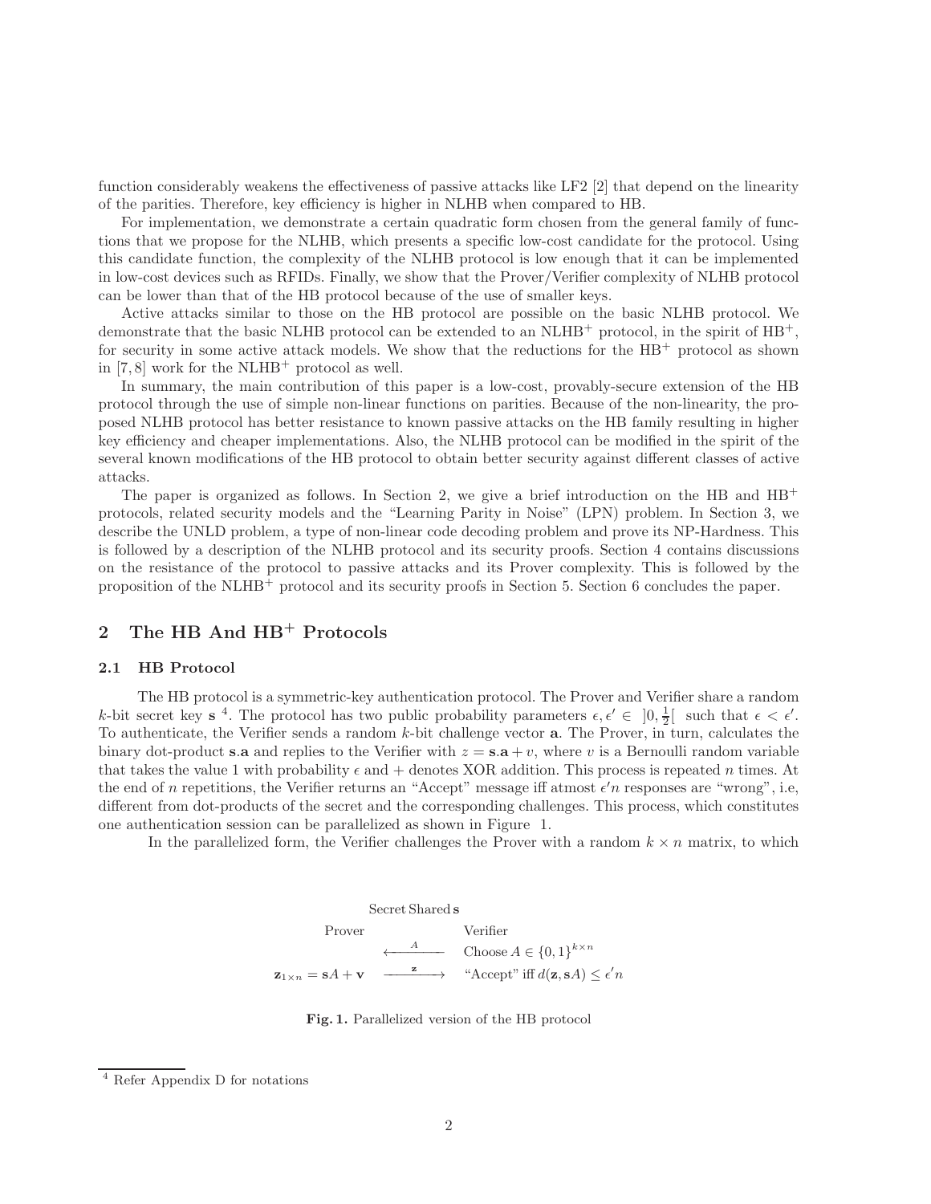function considerably weakens the effectiveness of passive attacks like LF2 [2] that depend on the linearity of the parities. Therefore, key efficiency is higher in NLHB when compared to HB.

For implementation, we demonstrate a certain quadratic form chosen from the general family of functions that we propose for the NLHB, which presents a specific low-cost candidate for the protocol. Using this candidate function, the complexity of the NLHB protocol is low enough that it can be implemented in low-cost devices such as RFIDs. Finally, we show that the Prover/Verifier complexity of NLHB protocol can be lower than that of the HB protocol because of the use of smaller keys.

Active attacks similar to those on the HB protocol are possible on the basic NLHB protocol. We demonstrate that the basic NLHB protocol can be extended to an NLHB$^+$ protocol, in the spirit of HB$^+$, for security in some active attack models. We show that the reductions for the HB$^+$ protocol as shown in [7, 8] work for the NLHB$^+$ protocol as well.

In summary, the main contribution of this paper is a low-cost, provably-secure extension of the HB protocol through the use of simple non-linear functions on parities. Because of the non-linearity, the proposed NLHB protocol has better resistance to known passive attacks on the HB family resulting in higher key efficiency and cheaper implementations. Also, the NLHB protocol can be modified in the spirit of the several known modifications of the HB protocol to obtain better security against different classes of active attacks.

The paper is organized as follows. In Section 2, we give a brief introduction on the HB and HB$^+$ protocols, related security models and the "Learning Parity in Noise" (LPN) problem. In Section 3, we describe the UNLD problem, a type of non-linear code decoding problem and prove its NP-Hardness. This is followed by a description of the NLHB protocol and its security proofs. Section 4 contains discussions on the resistance of the protocol to passive attacks and its Prover complexity. This is followed by the proposition of the NLHB$^+$ protocol and its security proofs in Section 5. Section 6 concludes the paper.

## 2 The HB And HB$^+$ Protocols

### 2.1 HB Protocol

The HB protocol is a symmetric-key authentication protocol. The Prover and Verifier share a random $k$-bit secret key $\mathbf{s}$ [4]. The protocol has two public probability parameters $\epsilon, \epsilon' \in \ ]0, \frac{1}{2}[$ such that $\epsilon < \epsilon'$. To authenticate, the Verifier sends a random $k$-bit challenge vector $\mathbf{a}$. The Prover, in turn, calculates the binary dot-product $\mathbf{s}.\mathbf{a}$ and replies to the Verifier with $z = \mathbf{s}.\mathbf{a} + v$, where $v$ is a Bernoulli random variable that takes the value 1 with probability $\epsilon$ and $+$ denotes XOR addition. This process is repeated $n$ times. At the end of $n$ repetitions, the Verifier returns an "Accept" message iff atmost $\epsilon' n$ responses are "wrong", i.e, different from dot-products of the secret and the corresponding challenges. This process, which constitutes one authentication session can be parallelized as shown in Figure 1.

In the parallelized form, the Verifier challenges the Prover with a random $k \times n$ matrix, to which

| | Secret Shared $\mathbf{s}$ | |
|---|---|---|
| Prover | | Verifier |
| | $\xleftarrow{\quad A \quad}$ | Choose $A \in \{0,1\}^{k \times n}$ |
| $\mathbf{z}_{1 \times n} = \mathbf{s}A + \mathbf{v}$ | $\xrightarrow{\quad \mathbf{z} \quad}$ | "Accept" iff $d(\mathbf{z}, \mathbf{s}A) \le \epsilon' n$ |

**Fig. 1.** Parallelized version of the HB protocol

[4] Refer Appendix D for notations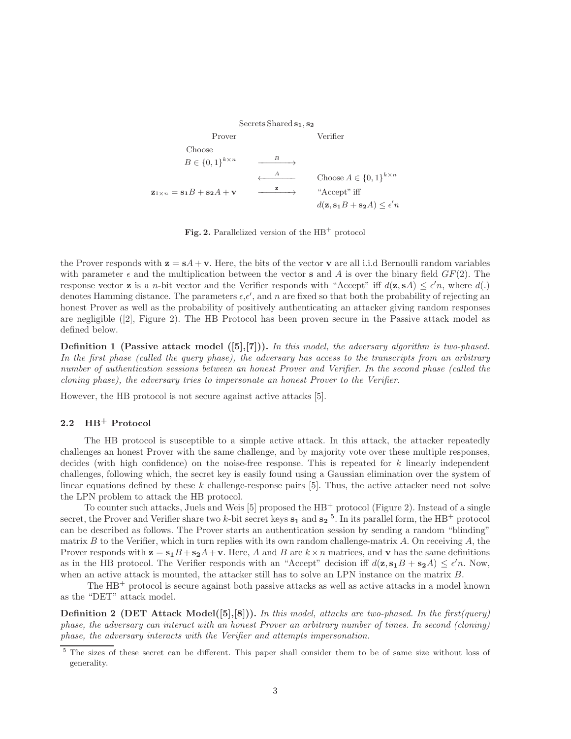Secrets Shared $\mathbf{s_1}, \mathbf{s_2}$

| Prover | | Verifier |
|---|---|---|
| Choose $B \in \{0,1\}^{k \times n}$ | $\xrightarrow{B}$ | |
| | $\xleftarrow{A}$ | Choose $A \in \{0,1\}^{k \times n}$ |
| $\mathbf{z}_{1 \times n} = \mathbf{s_1}B + \mathbf{s_2}A + \mathbf{v}$ | $\xrightarrow{\mathbf{z}}$ | "Accept" iff $d(\mathbf{z}, \mathbf{s_1}B + \mathbf{s_2}A) \leq \epsilon' n$ |

**Fig. 2.** Parallelized version of the HB$^+$ protocol

the Prover responds with $\mathbf{z} = \mathbf{s}A + \mathbf{v}$. Here, the bits of the vector $\mathbf{v}$ are all i.i.d Bernoulli random variables with parameter $\epsilon$ and the multiplication between the vector $\mathbf{s}$ and $A$ is over the binary field $GF(2)$. The response vector $\mathbf{z}$ is a $n$-bit vector and the Verifier responds with "Accept" iff $d(\mathbf{z}, \mathbf{s}A) \leq \epsilon' n$, where $d(.)$ denotes Hamming distance. The parameters $\epsilon$,$\epsilon'$, and $n$ are fixed so that both the probability of rejecting an honest Prover as well as the probability of positively authenticating an attacker giving random responses are negligible ([2], Figure 2). The HB Protocol has been proven secure in the Passive attack model as defined below.

**Definition 1 (Passive attack model ([5],[7])).** *In this model, the adversary algorithm is two-phased. In the first phase (called the query phase), the adversary has access to the transcripts from an arbitrary number of authentication sessions between an honest Prover and Verifier. In the second phase (called the cloning phase), the adversary tries to impersonate an honest Prover to the Verifier.*

However, the HB protocol is not secure against active attacks [5].

### 2.2 HB$^+$ Protocol

The HB protocol is susceptible to a simple active attack. In this attack, the attacker repeatedly challenges an honest Prover with the same challenge, and by majority vote over these multiple responses, decides (with high confidence) on the noise-free response. This is repeated for $k$ linearly independent challenges, following which, the secret key is easily found using a Gaussian elimination over the system of linear equations defined by these $k$ challenge-response pairs [5]. Thus, the active attacker need not solve the LPN problem to attack the HB protocol.

To counter such attacks, Juels and Weis [5] proposed the HB$^+$ protocol (Figure 2). Instead of a single secret, the Prover and Verifier share two $k$-bit secret keys $\mathbf{s_1}$ and $\mathbf{s_2}$ [5]. In its parallel form, the HB$^+$ protocol can be described as follows. The Prover starts an authentication session by sending a random "blinding" matrix $B$ to the Verifier, which in turn replies with its own random challenge-matrix $A$. On receiving $A$, the Prover responds with $\mathbf{z} = \mathbf{s_1}B + \mathbf{s_2}A + \mathbf{v}$. Here, $A$ and $B$ are $k \times n$ matrices, and $\mathbf{v}$ has the same definitions as in the HB protocol. The Verifier responds with an "Accept" decision iff $d(\mathbf{z}, \mathbf{s_1}B + \mathbf{s_2}A) \leq \epsilon' n$. Now, when an active attack is mounted, the attacker still has to solve an LPN instance on the matrix $B$.

The HB$^+$ protocol is secure against both passive attacks as well as active attacks in a model known as the "DET" attack model.

**Definition 2 (DET Attack Model([5],[8])).** *In this model, attacks are two-phased. In the first(query) phase, the adversary can interact with an honest Prover an arbitrary number of times. In second (cloning) phase, the adversary interacts with the Verifier and attempts impersonation.*

[5] The sizes of these secret can be different. This paper shall consider them to be of same size without loss of generality.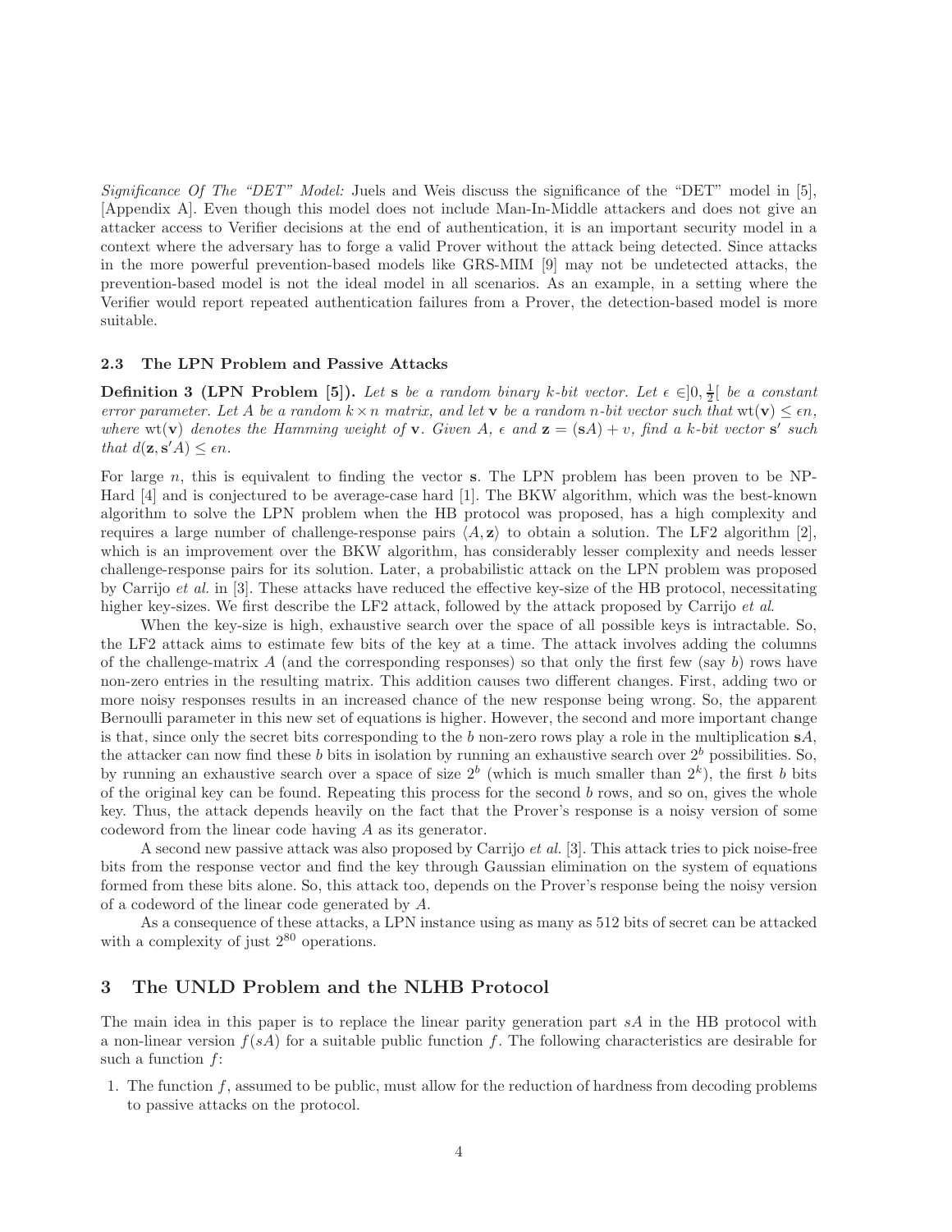*Significance Of The "DET" Model:* Juels and Weis discuss the significance of the "DET" model in [5], [Appendix A]. Even though this model does not include Man-In-Middle attackers and does not give an attacker access to Verifier decisions at the end of authentication, it is an important security model in a context where the adversary has to forge a valid Prover without the attack being detected. Since attacks in the more powerful prevention-based models like GRS-MIM [9] may not be undetected attacks, the prevention-based model is not the ideal model in all scenarios. As an example, in a setting where the Verifier would report repeated authentication failures from a Prover, the detection-based model is more suitable.

### 2.3 The LPN Problem and Passive Attacks

**Definition 3 (LPN Problem [5]).** *Let* $\mathbf{s}$ *be a random binary* $k$*-bit vector. Let* $\epsilon \in ]0, \frac{1}{2}[$ *be a constant error parameter. Let* $A$ *be a random* $k \times n$ *matrix, and let* $\mathbf{v}$ *be a random* $n$*-bit vector such that* $\mathrm{wt}(\mathbf{v}) \leq \epsilon n$*, where* $\mathrm{wt}(\mathbf{v})$ *denotes the Hamming weight of* $\mathbf{v}$*. Given* $A$*,* $\epsilon$ *and* $\mathbf{z} = (\mathbf{s}A) + v$*, find a* $k$*-bit vector* $\mathbf{s}'$ *such that* $d(\mathbf{z}, \mathbf{s}'A) \leq \epsilon n$*.*

For large $n$, this is equivalent to finding the vector $\mathbf{s}$. The LPN problem has been proven to be NP-Hard [4] and is conjectured to be average-case hard [1]. The BKW algorithm, which was the best-known algorithm to solve the LPN problem when the HB protocol was proposed, has a high complexity and requires a large number of challenge-response pairs $\langle A, \mathbf{z} \rangle$ to obtain a solution. The LF2 algorithm [2], which is an improvement over the BKW algorithm, has considerably lesser complexity and needs lesser challenge-response pairs for its solution. Later, a probabilistic attack on the LPN problem was proposed by Carrijo *et al.* in [3]. These attacks have reduced the effective key-size of the HB protocol, necessitating higher key-sizes. We first describe the LF2 attack, followed by the attack proposed by Carrijo *et al*.

When the key-size is high, exhaustive search over the space of all possible keys is intractable. So, the LF2 attack aims to estimate few bits of the key at a time. The attack involves adding the columns of the challenge-matrix $A$ (and the corresponding responses) so that only the first few (say $b$) rows have non-zero entries in the resulting matrix. This addition causes two different changes. First, adding two or more noisy responses results in an increased chance of the new response being wrong. So, the apparent Bernoulli parameter in this new set of equations is higher. However, the second and more important change is that, since only the secret bits corresponding to the $b$ non-zero rows play a role in the multiplication $\mathbf{s}A$, the attacker can now find these $b$ bits in isolation by running an exhaustive search over $2^b$ possibilities. So, by running an exhaustive search over a space of size $2^b$ (which is much smaller than $2^k$), the first $b$ bits of the original key can be found. Repeating this process for the second $b$ rows, and so on, gives the whole key. Thus, the attack depends heavily on the fact that the Prover's response is a noisy version of some codeword from the linear code having $A$ as its generator.

A second new passive attack was also proposed by Carrijo *et al.* [3]. This attack tries to pick noise-free bits from the response vector and find the key through Gaussian elimination on the system of equations formed from these bits alone. So, this attack too, depends on the Prover's response being the noisy version of a codeword of the linear code generated by $A$.

As a consequence of these attacks, a LPN instance using as many as 512 bits of secret can be attacked with a complexity of just $2^{80}$ operations.

## 3 The UNLD Problem and the NLHB Protocol

The main idea in this paper is to replace the linear parity generation part $sA$ in the HB protocol with a non-linear version $f(sA)$ for a suitable public function $f$. The following characteristics are desirable for such a function $f$:

1. The function $f$, assumed to be public, must allow for the reduction of hardness from decoding problems to passive attacks on the protocol.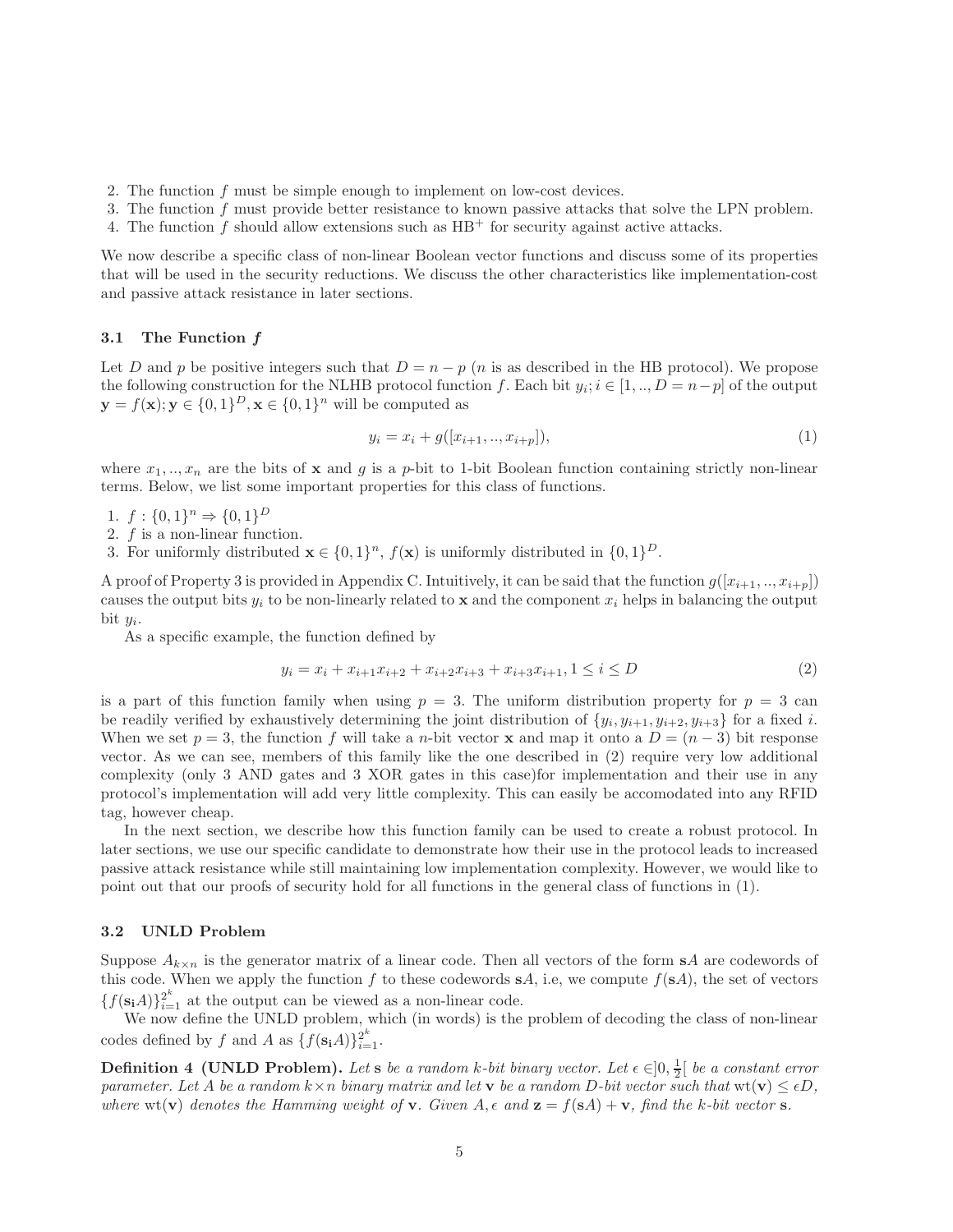2. The function $f$ must be simple enough to implement on low-cost devices.
3. The function $f$ must provide better resistance to known passive attacks that solve the LPN problem.
4. The function $f$ should allow extensions such as $\text{HB}^+$ for security against active attacks.

We now describe a specific class of non-linear Boolean vector functions and discuss some of its properties that will be used in the security reductions. We discuss the other characteristics like implementation-cost and passive attack resistance in later sections.

### 3.1 The Function $f$

Let $D$ and $p$ be positive integers such that $D = n - p$ ($n$ is as described in the HB protocol). We propose the following construction for the NLHB protocol function $f$. Each bit $y_i; i \in [1, .., D = n - p]$ of the output $\mathbf{y} = f(\mathbf{x}); \mathbf{y} \in \{0,1\}^D, \mathbf{x} \in \{0,1\}^n$ will be computed as

$$y_i = x_i + g([x_{i+1}, .., x_{i+p}]), \tag{1}$$

where $x_1, .., x_n$ are the bits of $\mathbf{x}$ and $g$ is a $p$-bit to 1-bit Boolean function containing strictly non-linear terms. Below, we list some important properties for this class of functions.

1. $f : \{0,1\}^n \Rightarrow \{0,1\}^D$
2. $f$ is a non-linear function.
3. For uniformly distributed $\mathbf{x} \in \{0,1\}^n$, $f(\mathbf{x})$ is uniformly distributed in $\{0,1\}^D$.

A proof of Property 3 is provided in Appendix C. Intuitively, it can be said that the function $g([x_{i+1}, .., x_{i+p}])$ causes the output bits $y_i$ to be non-linearly related to $\mathbf{x}$ and the component $x_i$ helps in balancing the output bit $y_i$.

As a specific example, the function defined by

$$y_i = x_i + x_{i+1}x_{i+2} + x_{i+2}x_{i+3} + x_{i+3}x_{i+1}, 1 \leq i \leq D \tag{2}$$

is a part of this function family when using $p = 3$. The uniform distribution property for $p = 3$ can be readily verified by exhaustively determining the joint distribution of $\{y_i, y_{i+1}, y_{i+2}, y_{i+3}\}$ for a fixed $i$. When we set $p = 3$, the function $f$ will take a $n$-bit vector $\mathbf{x}$ and map it onto a $D = (n - 3)$ bit response vector. As we can see, members of this family like the one described in (2) require very low additional complexity (only 3 AND gates and 3 XOR gates in this case)for implementation and their use in any protocol's implementation will add very little complexity. This can easily be accomodated into any RFID tag, however cheap.

In the next section, we describe how this function family can be used to create a robust protocol. In later sections, we use our specific candidate to demonstrate how their use in the protocol leads to increased passive attack resistance while still maintaining low implementation complexity. However, we would like to point out that our proofs of security hold for all functions in the general class of functions in (1).

### 3.2 UNLD Problem

Suppose $A_{k \times n}$ is the generator matrix of a linear code. Then all vectors of the form $\mathbf{s}A$ are codewords of this code. When we apply the function $f$ to these codewords $\mathbf{s}A$, i.e, we compute $f(\mathbf{s}A)$, the set of vectors $\{f(\mathbf{s_i}A)\}_{i=1}^{2^k}$ at the output can be viewed as a non-linear code.

We now define the UNLD problem, which (in words) is the problem of decoding the class of non-linear codes defined by $f$ and $A$ as $\{f(\mathbf{s_i}A)\}_{i=1}^{2^k}$.

**Definition 4 (UNLD Problem).** *Let $\mathbf{s}$ be a random $k$-bit binary vector. Let $\epsilon \in ]0, \frac{1}{2}[$ be a constant error parameter. Let $A$ be a random $k \times n$ binary matrix and let $\mathbf{v}$ be a random $D$-bit vector such that $\text{wt}(\mathbf{v}) \leq \epsilon D$, where $\text{wt}(\mathbf{v})$ denotes the Hamming weight of $\mathbf{v}$. Given $A, \epsilon$ and $\mathbf{z} = f(\mathbf{s}A) + \mathbf{v}$, find the $k$-bit vector $\mathbf{s}$.*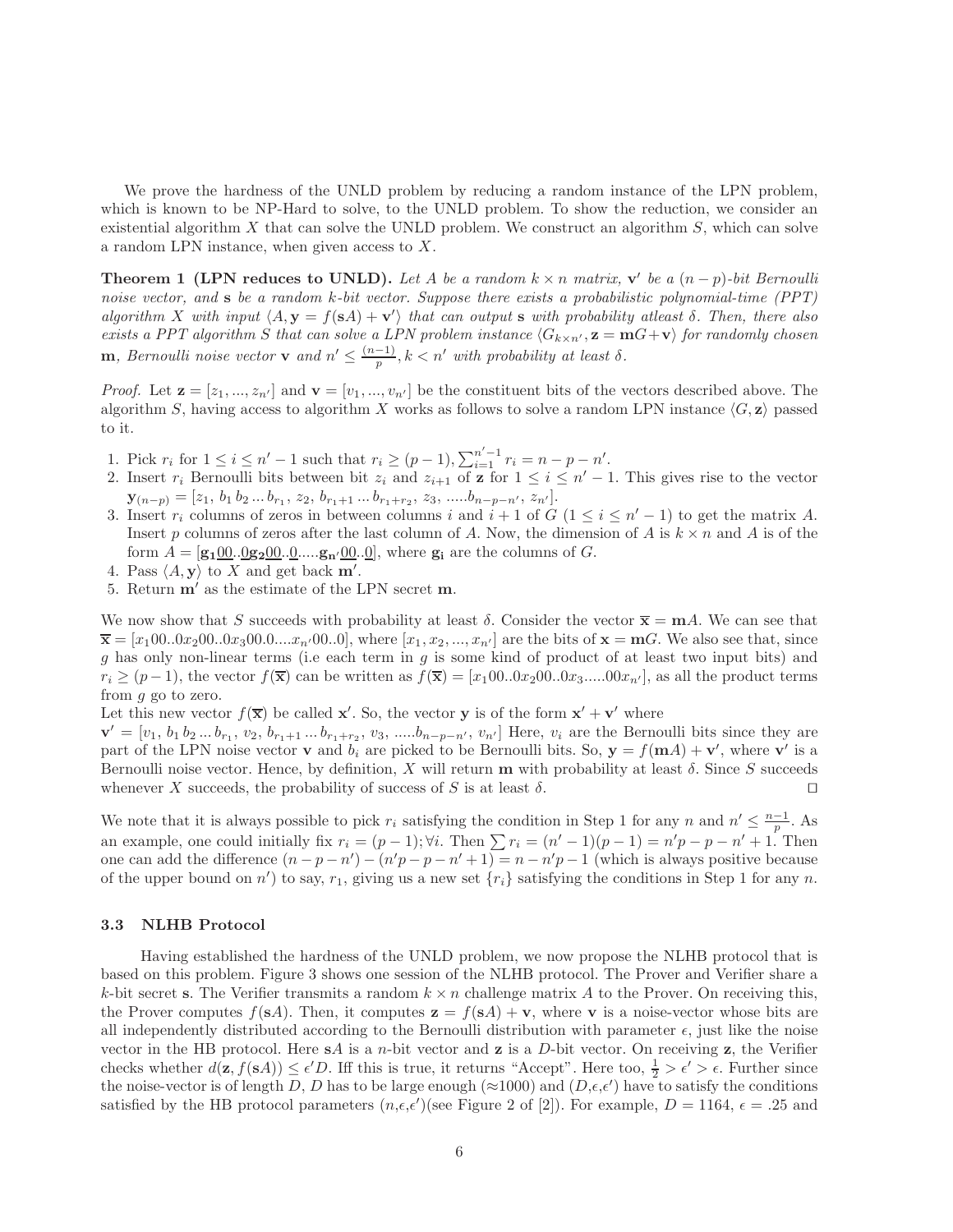We prove the hardness of the UNLD problem by reducing a random instance of the LPN problem, which is known to be NP-Hard to solve, to the UNLD problem. To show the reduction, we consider an existential algorithm $X$ that can solve the UNLD problem. We construct an algorithm $S$, which can solve a random LPN instance, when given access to $X$.

**Theorem 1 (LPN reduces to UNLD).** *Let $A$ be a random $k \times n$ matrix, $\mathbf{v}'$ be a $(n-p)$-bit Bernoulli noise vector, and $\mathbf{s}$ be a random $k$-bit vector. Suppose there exists a probabilistic polynomial-time (PPT) algorithm $X$ with input $\langle A, \mathbf{y} = f(\mathbf{s}A) + \mathbf{v}' \rangle$ that can output $\mathbf{s}$ with probability atleast $\delta$. Then, there also exists a PPT algorithm $S$ that can solve a LPN problem instance $\langle G_{k \times n'}, \mathbf{z} = \mathbf{m}G + \mathbf{v} \rangle$ for randomly chosen $\mathbf{m}$, Bernoulli noise vector $\mathbf{v}$ and $n' \leq \frac{(n-1)}{p}, k < n'$ with probability at least $\delta$.*

*Proof.* Let $\mathbf{z} = [z_1, ..., z_{n'}]$ and $\mathbf{v} = [v_1, ..., v_{n'}]$ be the constituent bits of the vectors described above. The algorithm $S$, having access to algorithm $X$ works as follows to solve a random LPN instance $\langle G, \mathbf{z} \rangle$ passed to it.

1. Pick $r_i$ for $1 \leq i \leq n'-1$ such that $r_i \geq (p-1), \sum_{i=1}^{n'-1} r_i = n - p - n'$.
2. Insert $r_i$ Bernoulli bits between bit $z_i$ and $z_{i+1}$ of $\mathbf{z}$ for $1 \leq i \leq n'-1$. This gives rise to the vector $\mathbf{y}_{(n-p)} = [z_1, b_1 b_2 ... b_{r_1}, z_2, b_{r_1+1} ... b_{r_1+r_2}, z_3, .....b_{n-p-n'}, z_{n'}]$.
3. Insert $r_i$ columns of zeros in between columns $i$ and $i+1$ of $G$ ($1 \leq i \leq n'-1$) to get the matrix $A$. Insert $p$ columns of zeros after the last column of $A$. Now, the dimension of $A$ is $k \times n$ and $A$ is of the form $A = [\mathbf{g_1}\underline{0}\underline{0}..\underline{0}\mathbf{g_2}\underline{0}\underline{0}..\underline{0}.....\mathbf{g_{n'}}\underline{0}\underline{0}..\underline{0}]$, where $\mathbf{g_i}$ are the columns of $G$.
4. Pass $\langle A, \mathbf{y} \rangle$ to $X$ and get back $\mathbf{m}'$.
5. Return $\mathbf{m}'$ as the estimate of the LPN secret $\mathbf{m}$.

We now show that $S$ succeeds with probability at least $\delta$. Consider the vector $\overline{\mathbf{x}} = \mathbf{m}A$. We can see that $\overline{\mathbf{x}} = [x_1 00..0 x_2 00..0 x_3 00.0....x_{n'} 00..0]$, where $[x_1, x_2, ..., x_{n'}]$ are the bits of $\mathbf{x} = \mathbf{m}G$. We also see that, since $g$ has only non-linear terms (i.e each term in $g$ is some kind of product of at least two input bits) and $r_i \geq (p-1)$, the vector $f(\overline{\mathbf{x}})$ can be written as $f(\overline{\mathbf{x}}) = [x_1 00..0 x_2 00..0 x_3.....00 x_{n'}]$, as all the product terms from $g$ go to zero.
Let this new vector $f(\overline{\mathbf{x}})$ be called $\mathbf{x}'$. So, the vector $\mathbf{y}$ is of the form $\mathbf{x}' + \mathbf{v}'$ where
$\mathbf{v}' = [v_1, b_1 b_2 ... b_{r_1}, v_2, b_{r_1+1} ... b_{r_1+r_2}, v_3, .....b_{n-p-n'}, v_{n'}]$ Here, $v_i$ are the Bernoulli bits since they are part of the LPN noise vector $\mathbf{v}$ and $b_i$ are picked to be Bernoulli bits. So, $\mathbf{y} = f(\mathbf{m}A) + \mathbf{v}'$, where $\mathbf{v}'$ is a Bernoulli noise vector. Hence, by definition, $X$ will return $\mathbf{m}$ with probability at least $\delta$. Since $S$ succeeds whenever $X$ succeeds, the probability of success of $S$ is at least $\delta$. $\square$

We note that it is always possible to pick $r_i$ satisfying the condition in Step 1 for any $n$ and $n' \leq \frac{n-1}{p}$. As an example, one could initially fix $r_i = (p-1); \forall i$. Then $\sum r_i = (n'-1)(p-1) = n'p - p - n' + 1$. Then one can add the difference $(n-p-n') - (n'p - p - n' + 1) = n - n'p - 1$ (which is always positive because of the upper bound on $n'$) to say, $r_1$, giving us a new set $\{r_i\}$ satisfying the conditions in Step 1 for any $n$.

### 3.3 NLHB Protocol

Having established the hardness of the UNLD problem, we now propose the NLHB protocol that is based on this problem. Figure 3 shows one session of the NLHB protocol. The Prover and Verifier share a $k$-bit secret $\mathbf{s}$. The Verifier transmits a random $k \times n$ challenge matrix $A$ to the Prover. On receiving this, the Prover computes $f(\mathbf{s}A)$. Then, it computes $\mathbf{z} = f(\mathbf{s}A) + \mathbf{v}$, where $\mathbf{v}$ is a noise-vector whose bits are all independently distributed according to the Bernoulli distribution with parameter $\epsilon$, just like the noise vector in the HB protocol. Here $\mathbf{s}A$ is a $n$-bit vector and $\mathbf{z}$ is a $D$-bit vector. On receiving $\mathbf{z}$, the Verifier checks whether $d(\mathbf{z}, f(\mathbf{s}A)) \leq \epsilon' D$. Iff this is true, it returns "Accept". Here too, $\frac{1}{2} > \epsilon' > \epsilon$. Further since the noise-vector is of length $D$, $D$ has to be large enough ($\approx$1000) and $(D, \epsilon, \epsilon')$ have to satisfy the conditions satisfied by the HB protocol parameters $(n, \epsilon, \epsilon')$(see Figure 2 of [2]). For example, $D = 1164$, $\epsilon = .25$ and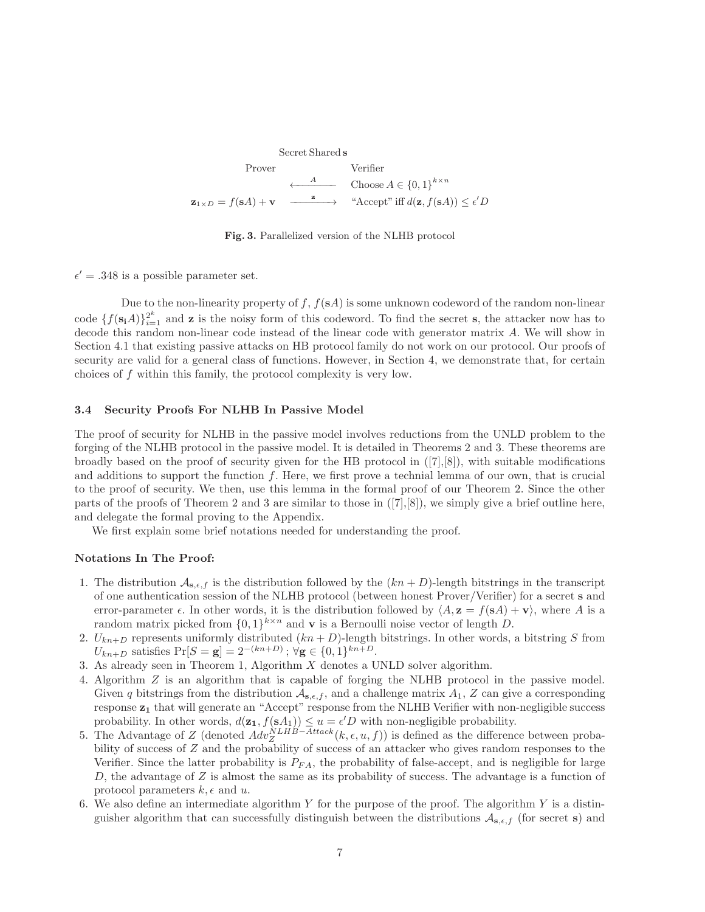Secret Shared $\mathbf{s}$

| Prover | | Verifier |
|---|---|---|
| | $\xleftarrow{\quad A \quad}$ | Choose $A \in \{0,1\}^{k \times n}$ |
| $\mathbf{z}_{1 \times D} = f(\mathbf{s}A) + \mathbf{v}$ | $\xrightarrow{\quad \mathbf{z} \quad}$ | "Accept" iff $d(\mathbf{z}, f(\mathbf{s}A)) \leq \epsilon' D$ |

**Fig. 3.** Parallelized version of the NLHB protocol

$\epsilon' = .348$ is a possible parameter set.

Due to the non-linearity property of $f$, $f(\mathbf{s}A)$ is some unknown codeword of the random non-linear code $\{f(\mathbf{s_i}A)\}_{i=1}^{2^k}$ and $\mathbf{z}$ is the noisy form of this codeword. To find the secret $\mathbf{s}$, the attacker now has to decode this random non-linear code instead of the linear code with generator matrix $A$. We will show in Section 4.1 that existing passive attacks on HB protocol family do not work on our protocol. Our proofs of security are valid for a general class of functions. However, in Section 4, we demonstrate that, for certain choices of $f$ within this family, the protocol complexity is very low.

### 3.4 Security Proofs For NLHB In Passive Model

The proof of security for NLHB in the passive model involves reductions from the UNLD problem to the forging of the NLHB protocol in the passive model. It is detailed in Theorems 2 and 3. These theorems are broadly based on the proof of security given for the HB protocol in ([7],[8]), with suitable modifications and additions to support the function $f$. Here, we first prove a technial lemma of our own, that is crucial to the proof of security. We then, use this lemma in the formal proof of our Theorem 2. Since the other parts of the proofs of Theorem 2 and 3 are similar to those in ([7],[8]), we simply give a brief outline here, and delegate the formal proving to the Appendix.

We first explain some brief notations needed for understanding the proof.

**Notations In The Proof:**

1. The distribution $\mathcal{A}_{\mathbf{s},\epsilon,f}$ is the distribution followed by the $(kn + D)$-length bitstrings in the transcript of one authentication session of the NLHB protocol (between honest Prover/Verifier) for a secret $\mathbf{s}$ and error-parameter $\epsilon$. In other words, it is the distribution followed by $\langle A, \mathbf{z} = f(\mathbf{s}A) + \mathbf{v} \rangle$, where $A$ is a random matrix picked from $\{0,1\}^{k \times n}$ and $\mathbf{v}$ is a Bernoulli noise vector of length $D$.
2. $U_{kn+D}$ represents uniformly distributed $(kn + D)$-length bitstrings. In other words, a bitstring $S$ from $U_{kn+D}$ satisfies $\Pr[S = \mathbf{g}] = 2^{-(kn+D)}$ ; $\forall \mathbf{g} \in \{0,1\}^{kn+D}$.
3. As already seen in Theorem 1, Algorithm $X$ denotes a UNLD solver algorithm.
4. Algorithm $Z$ is an algorithm that is capable of forging the NLHB protocol in the passive model. Given $q$ bitstrings from the distribution $\mathcal{A}_{\mathbf{s},\epsilon,f}$, and a challenge matrix $A_1$, $Z$ can give a corresponding response $\mathbf{z_1}$ that will generate an "Accept" response from the NLHB Verifier with non-negligible success probability. In other words, $d(\mathbf{z_1}, f(\mathbf{s}A_1)) \leq u = \epsilon' D$ with non-negligible probability.
5. The Advantage of $Z$ (denoted $Adv_Z^{NLHB-Attack}(k, \epsilon, u, f)$) is defined as the difference between probability of success of $Z$ and the probability of success of an attacker who gives random responses to the Verifier. Since the latter probability is $P_{FA}$, the probability of false-accept, and is negligible for large $D$, the advantage of $Z$ is almost the same as its probability of success. The advantage is a function of protocol parameters $k, \epsilon$ and $u$.
6. We also define an intermediate algorithm $Y$ for the purpose of the proof. The algorithm $Y$ is a distinguisher algorithm that can successfully distinguish between the distributions $\mathcal{A}_{\mathbf{s},\epsilon,f}$ (for secret $\mathbf{s}$) and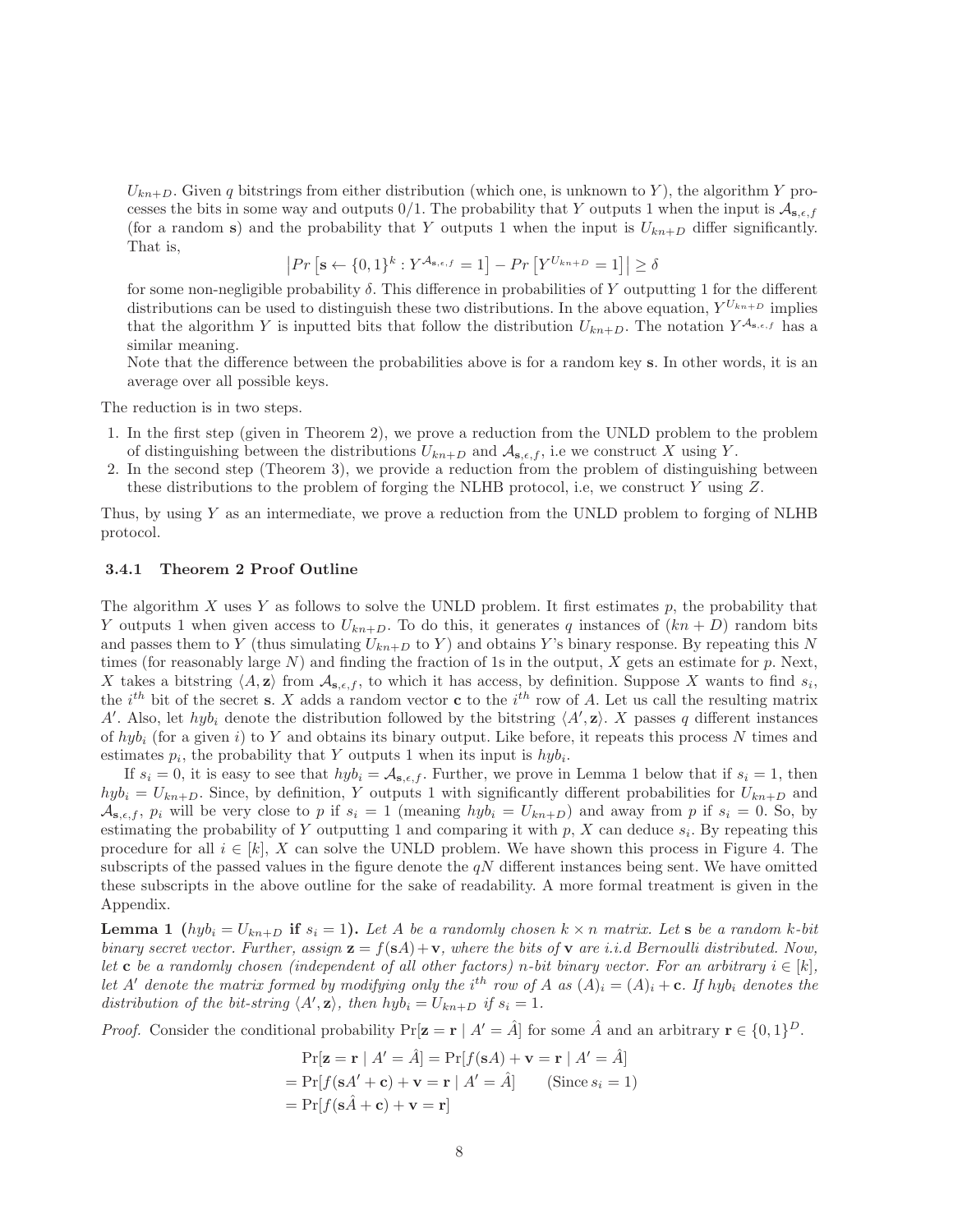$U_{kn+D}$. Given $q$ bitstrings from either distribution (which one, is unknown to $Y$), the algorithm $Y$ processes the bits in some way and outputs 0/1. The probability that $Y$ outputs 1 when the input is $\mathcal{A}_{\mathbf{s},\epsilon,f}$ (for a random $\mathbf{s}$) and the probability that $Y$ outputs 1 when the input is $U_{kn+D}$ differ significantly. That is,

$$\left|Pr\left[\mathbf{s} \leftarrow \{0,1\}^k : Y^{\mathcal{A}_{\mathbf{s},\epsilon,f}} = 1\right] - Pr\left[Y^{U_{kn+D}} = 1\right]\right| \geq \delta$$

for some non-negligible probability $\delta$. This difference in probabilities of $Y$ outputting 1 for the different distributions can be used to distinguish these two distributions. In the above equation, $Y^{U_{kn+D}}$ implies that the algorithm $Y$ is inputted bits that follow the distribution $U_{kn+D}$. The notation $Y^{\mathcal{A}_{\mathbf{s},\epsilon,f}}$ has a similar meaning.
Note that the difference between the probabilities above is for a random key $\mathbf{s}$. In other words, it is an average over all possible keys.

The reduction is in two steps.

1. In the first step (given in Theorem 2), we prove a reduction from the UNLD problem to the problem of distinguishing between the distributions $U_{kn+D}$ and $\mathcal{A}_{\mathbf{s},\epsilon,f}$, i.e we construct $X$ using $Y$.
2. In the second step (Theorem 3), we provide a reduction from the problem of distinguishing between these distributions to the problem of forging the NLHB protocol, i.e, we construct $Y$ using $Z$.

Thus, by using $Y$ as an intermediate, we prove a reduction from the UNLD problem to forging of NLHB protocol.

### 3.4.1 Theorem 2 Proof Outline

The algorithm $X$ uses $Y$ as follows to solve the UNLD problem. It first estimates $p$, the probability that $Y$ outputs 1 when given access to $U_{kn+D}$. To do this, it generates $q$ instances of $(kn + D)$ random bits and passes them to $Y$ (thus simulating $U_{kn+D}$ to $Y$) and obtains $Y$'s binary response. By repeating this $N$ times (for reasonably large $N$) and finding the fraction of 1s in the output, $X$ gets an estimate for $p$. Next, $X$ takes a bitstring $\langle A, \mathbf{z}\rangle$ from $\mathcal{A}_{\mathbf{s},\epsilon,f}$, to which it has access, by definition. Suppose $X$ wants to find $s_i$, the $i^{th}$ bit of the secret $\mathbf{s}$. $X$ adds a random vector $\mathbf{c}$ to the $i^{th}$ row of $A$. Let us call the resulting matrix $A'$. Also, let $hyb_i$ denote the distribution followed by the bitstring $\langle A', \mathbf{z}\rangle$. $X$ passes $q$ different instances of $hyb_i$ (for a given $i$) to $Y$ and obtains its binary output. Like before, it repeats this process $N$ times and estimates $p_i$, the probability that $Y$ outputs 1 when its input is $hyb_i$.

If $s_i = 0$, it is easy to see that $hyb_i = \mathcal{A}_{\mathbf{s},\epsilon,f}$. Further, we prove in Lemma 1 below that if $s_i = 1$, then $hyb_i = U_{kn+D}$. Since, by definition, $Y$ outputs 1 with significantly different probabilities for $U_{kn+D}$ and $\mathcal{A}_{\mathbf{s},\epsilon,f}$, $p_i$ will be very close to $p$ if $s_i = 1$ (meaning $hyb_i = U_{kn+D}$) and away from $p$ if $s_i = 0$. So, by estimating the probability of $Y$ outputting 1 and comparing it with $p$, $X$ can deduce $s_i$. By repeating this procedure for all $i \in [k]$, $X$ can solve the UNLD problem. We have shown this process in Figure 4. The subscripts of the passed values in the figure denote the $qN$ different instances being sent. We have omitted these subscripts in the above outline for the sake of readability. A more formal treatment is given in the Appendix.

**Lemma 1** **($hyb_i = U_{kn+D}$ if $s_i = 1$).** *Let $A$ be a randomly chosen $k \times n$ matrix. Let $\mathbf{s}$ be a random $k$-bit binary secret vector. Further, assign $\mathbf{z} = f(\mathbf{s}A) + \mathbf{v}$, where the bits of $\mathbf{v}$ are i.i.d Bernoulli distributed. Now, let $\mathbf{c}$ be a randomly chosen (independent of all other factors) $n$-bit binary vector. For an arbitrary $i \in [k]$, let $A'$ denote the matrix formed by modifying only the $i^{th}$ row of $A$ as $(A)_i = (A)_i + \mathbf{c}$. If $hyb_i$ denotes the distribution of the bit-string $\langle A', \mathbf{z}\rangle$, then $hyb_i = U_{kn+D}$ if $s_i = 1$.*

*Proof.* Consider the conditional probability $\Pr[\mathbf{z} = \mathbf{r} \mid A' = \hat{A}]$ for some $\hat{A}$ and an arbitrary $\mathbf{r} \in \{0,1\}^D$.

$$\begin{aligned}
&\Pr[\mathbf{z} = \mathbf{r} \mid A' = \hat{A}] = \Pr[f(\mathbf{s}A) + \mathbf{v} = \mathbf{r} \mid A' = \hat{A}] \\
&= \Pr[f(\mathbf{s}A' + \mathbf{c}) + \mathbf{v} = \mathbf{r} \mid A' = \hat{A}] \qquad (\text{Since } s_i = 1) \\
&= \Pr[f(\mathbf{s}\hat{A} + \mathbf{c}) + \mathbf{v} = \mathbf{r}]
\end{aligned}$$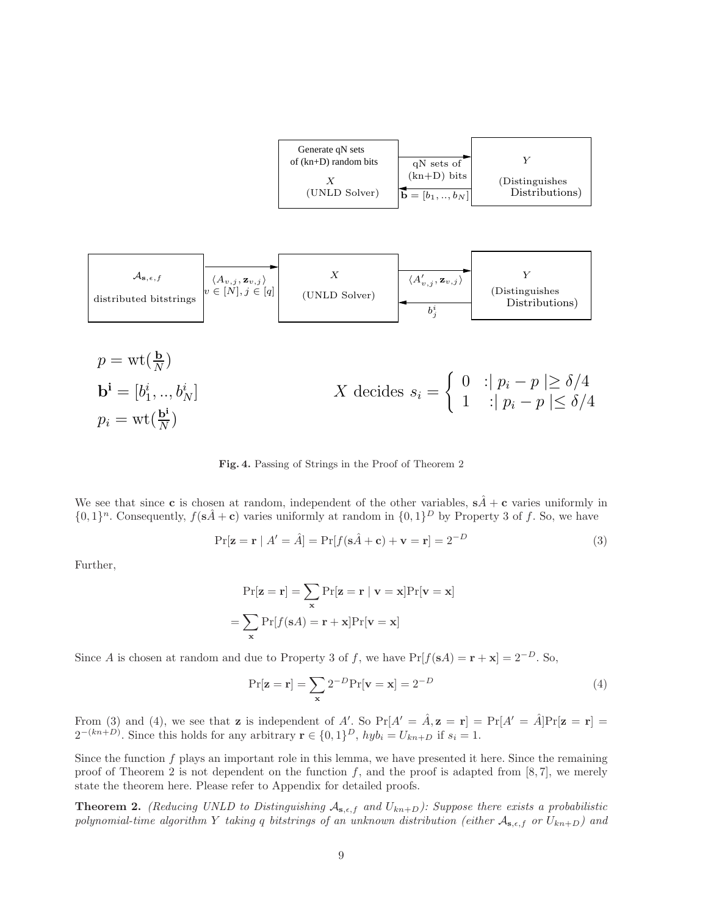Generate qN sets of (kn+D) random bits

$X$ (UNLD Solver) — qN sets of (kn+D) bits → $Y$ (Distinguishes Distributions)

$\mathbf{b} = [b_1, .., b_N]$

$\mathcal{A}_{\mathbf{s},\epsilon,f}$ distributed bitstrings — $\langle A_{v,j}, \mathbf{z}_{v,j} \rangle$, $v \in [N], j \in [q]$ → $X$ (UNLD Solver) — $\langle A'_{v,j}, \mathbf{z}_{v,j} \rangle$ → $Y$ (Distinguishes Distributions)

$b^i_j$

$$p = \text{wt}(\tfrac{\mathbf{b}}{N})$$

$$\mathbf{b^i} = [b^i_1, .., b^i_N]$$

$$p_i = \text{wt}(\tfrac{\mathbf{b^i}}{N})$$

$$X \text{ decides } s_i = \begin{cases} 0 & : | p_i - p | \geq \delta/4 \\ 1 & : | p_i - p | \leq \delta/4 \end{cases}$$

**Fig. 4.** Passing of Strings in the Proof of Theorem 2

We see that since $\mathbf{c}$ is chosen at random, independent of the other variables, $\mathbf{s}\hat{A} + \mathbf{c}$ varies uniformly in $\{0,1\}^n$. Consequently, $f(\mathbf{s}\hat{A} + \mathbf{c})$ varies uniformly at random in $\{0,1\}^D$ by Property 3 of $f$. So, we have

$$\Pr[\mathbf{z} = \mathbf{r} \mid A' = \hat{A}] = \Pr[f(\mathbf{s}\hat{A} + \mathbf{c}) + \mathbf{v} = \mathbf{r}] = 2^{-D} \tag{3}$$

Further,

$$\Pr[\mathbf{z} = \mathbf{r}] = \sum_{\mathbf{x}} \Pr[\mathbf{z} = \mathbf{r} \mid \mathbf{v} = \mathbf{x}] \Pr[\mathbf{v} = \mathbf{x}]$$

$$= \sum_{\mathbf{x}} \Pr[f(\mathbf{s}A) = \mathbf{r} + \mathbf{x}] \Pr[\mathbf{v} = \mathbf{x}]$$

Since $A$ is chosen at random and due to Property 3 of $f$, we have $\Pr[f(\mathbf{s}A) = \mathbf{r} + \mathbf{x}] = 2^{-D}$. So,

$$\Pr[\mathbf{z} = \mathbf{r}] = \sum_{\mathbf{x}} 2^{-D} \Pr[\mathbf{v} = \mathbf{x}] = 2^{-D} \tag{4}$$

From (3) and (4), we see that $\mathbf{z}$ is independent of $A'$. So $\Pr[A' = \hat{A}, \mathbf{z} = \mathbf{r}] = \Pr[A' = \hat{A}]\Pr[\mathbf{z} = \mathbf{r}] = 2^{-(kn+D)}$. Since this holds for any arbitrary $\mathbf{r} \in \{0,1\}^D$, $hyb_i = U_{kn+D}$ if $s_i = 1$.

Since the function $f$ plays an important role in this lemma, we have presented it here. Since the remaining proof of Theorem 2 is not dependent on the function $f$, and the proof is adapted from [8, 7], we merely state the theorem here. Please refer to Appendix for detailed proofs.

**Theorem 2.** *(Reducing UNLD to Distinguishing $\mathcal{A}_{\mathbf{s},\epsilon,f}$ and $U_{kn+D}$): Suppose there exists a probabilistic polynomial-time algorithm $Y$ taking $q$ bitstrings of an unknown distribution (either $\mathcal{A}_{\mathbf{s},\epsilon,f}$ or $U_{kn+D}$) and*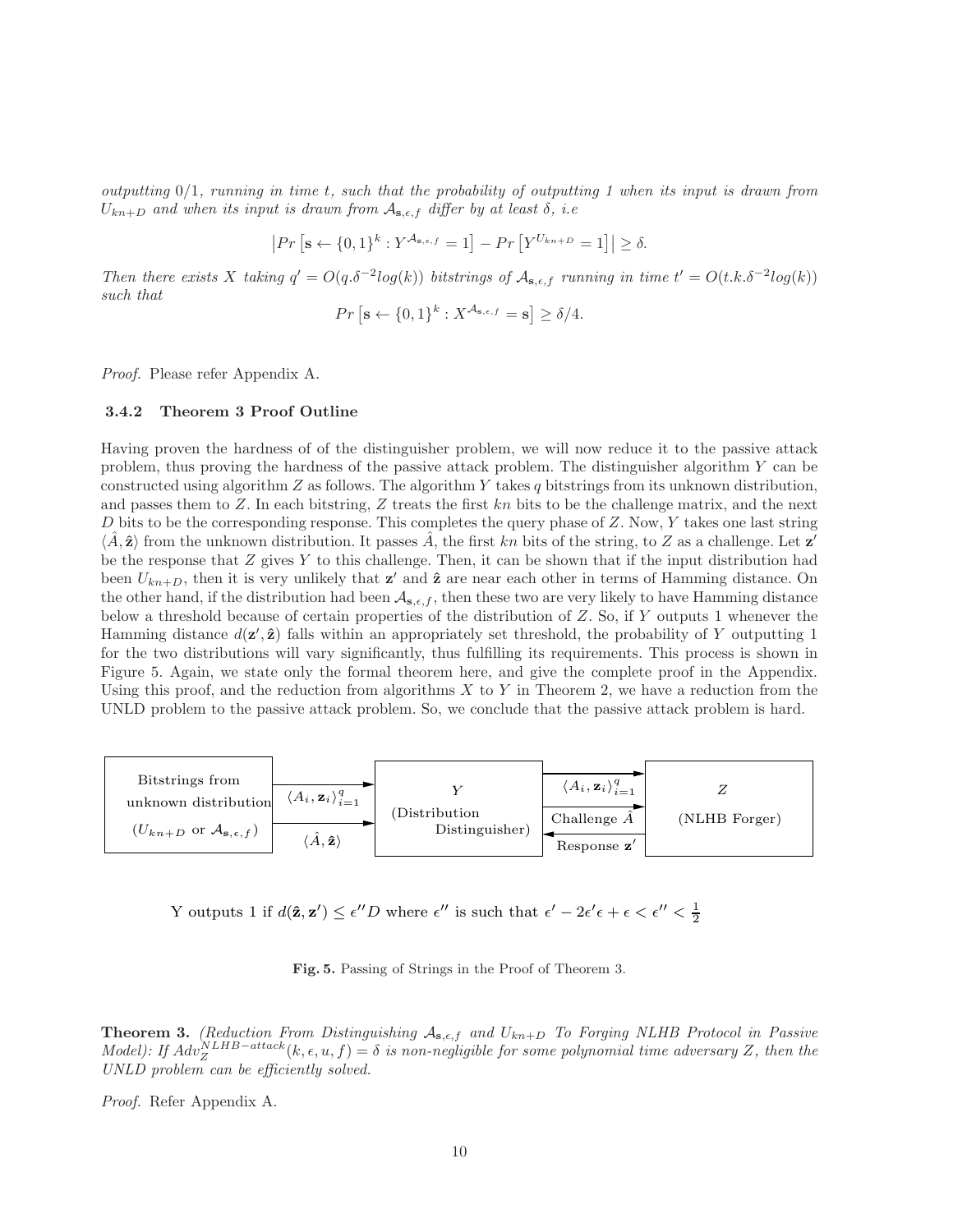*outputting 0/1, running in time t, such that the probability of outputting 1 when its input is drawn from $U_{kn+D}$ and when its input is drawn from $\mathcal{A}_{\mathbf{s},\epsilon,f}$ differ by at least $\delta$, i.e*

$$\left|Pr\left[\mathbf{s} \leftarrow \{0,1\}^k : Y^{\mathcal{A}_{\mathbf{s},\epsilon,f}} = 1\right] - Pr\left[Y^{U_{kn+D}} = 1\right]\right| \geq \delta.$$

*Then there exists X taking $q' = O(q.\delta^{-2}log(k))$ bitstrings of $\mathcal{A}_{\mathbf{s},\epsilon,f}$ running in time $t' = O(t.k.\delta^{-2}log(k))$ such that*

$$Pr\left[\mathbf{s} \leftarrow \{0,1\}^k : X^{\mathcal{A}_{\mathbf{s},\epsilon,f}} = \mathbf{s}\right] \geq \delta/4.$$

*Proof.* Please refer Appendix A.

### 3.4.2 Theorem 3 Proof Outline

Having proven the hardness of of the distinguisher problem, we will now reduce it to the passive attack problem, thus proving the hardness of the passive attack problem. The distinguisher algorithm $Y$ can be constructed using algorithm $Z$ as follows. The algorithm $Y$ takes $q$ bitstrings from its unknown distribution, and passes them to $Z$. In each bitstring, $Z$ treats the first $kn$ bits to be the challenge matrix, and the next $D$ bits to be the corresponding response. This completes the query phase of $Z$. Now, $Y$ takes one last string $\langle \hat{A}, \hat{\mathbf{z}} \rangle$ from the unknown distribution. It passes $\hat{A}$, the first $kn$ bits of the string, to $Z$ as a challenge. Let $\mathbf{z}'$ be the response that $Z$ gives $Y$ to this challenge. Then, it can be shown that if the input distribution had been $U_{kn+D}$, then it is very unlikely that $\mathbf{z}'$ and $\hat{\mathbf{z}}$ are near each other in terms of Hamming distance. On the other hand, if the distribution had been $\mathcal{A}_{\mathbf{s},\epsilon,f}$, then these two are very likely to have Hamming distance below a threshold because of certain properties of the distribution of $Z$. So, if $Y$ outputs 1 whenever the Hamming distance $d(\mathbf{z}', \hat{\mathbf{z}})$ falls within an appropriately set threshold, the probability of $Y$ outputting 1 for the two distributions will vary significantly, thus fulfilling its requirements. This process is shown in Figure 5. Again, we state only the formal theorem here, and give the complete proof in the Appendix. Using this proof, and the reduction from algorithms $X$ to $Y$ in Theorem 2, we have a reduction from the UNLD problem to the passive attack problem. So, we conclude that the passive attack problem is hard.

| Bitstrings from unknown distribution ($U_{kn+D}$ or $\mathcal{A}_{\mathbf{s},\epsilon,f}$) | → $\langle A_i, \mathbf{z}_i \rangle_{i=1}^q$ → <br> → $\langle \hat{A}, \hat{\mathbf{z}} \rangle$ → | $Y$ (Distribution Distinguisher) | → $\langle A_i, \mathbf{z}_i \rangle_{i=1}^q$ → <br> → Challenge $\hat{A}$ → <br> ← Response $\mathbf{z}'$ ← | $Z$ (NLHB Forger) |
|---|---|---|---|---|

Y outputs 1 if $d(\hat{\mathbf{z}}, \mathbf{z}') \leq \epsilon'' D$ where $\epsilon''$ is such that $\epsilon' - 2\epsilon'\epsilon + \epsilon < \epsilon'' < \frac{1}{2}$

**Fig. 5.** Passing of Strings in the Proof of Theorem 3.

**Theorem 3.** *(Reduction From Distinguishing $\mathcal{A}_{\mathbf{s},\epsilon,f}$ and $U_{kn+D}$ To Forging NLHB Protocol in Passive Model): If $Adv_Z^{NLHB-attack}(k, \epsilon, u, f) = \delta$ is non-negligible for some polynomial time adversary $Z$, then the UNLD problem can be efficiently solved.*

*Proof.* Refer Appendix A.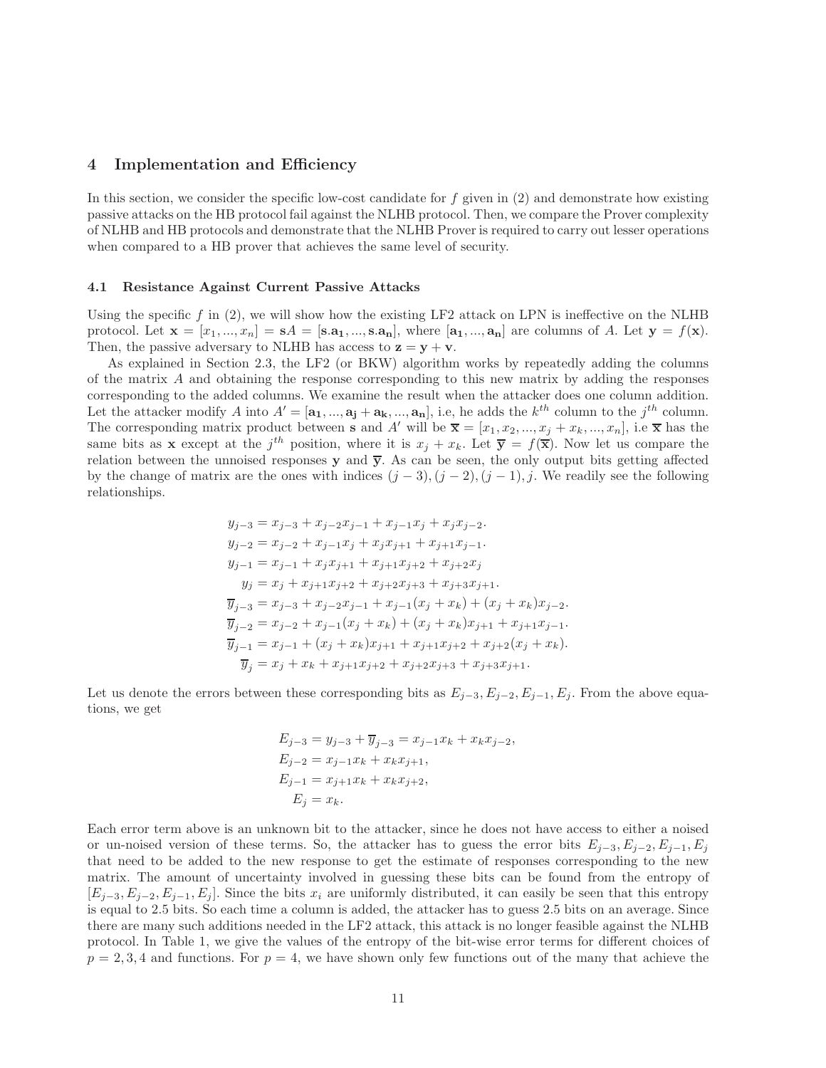## 4 Implementation and Efficiency

In this section, we consider the specific low-cost candidate for $f$ given in (2) and demonstrate how existing passive attacks on the HB protocol fail against the NLHB protocol. Then, we compare the Prover complexity of NLHB and HB protocols and demonstrate that the NLHB Prover is required to carry out lesser operations when compared to a HB prover that achieves the same level of security.

### 4.1 Resistance Against Current Passive Attacks

Using the specific $f$ in (2), we will show how the existing LF2 attack on LPN is ineffective on the NLHB protocol. Let $\mathbf{x} = [x_1, ..., x_n] = \mathbf{s}A = [\mathbf{s}.\mathbf{a_1}, ..., \mathbf{s}.\mathbf{a_n}]$, where $[\mathbf{a_1}, ..., \mathbf{a_n}]$ are columns of $A$. Let $\mathbf{y} = f(\mathbf{x})$. Then, the passive adversary to NLHB has access to $\mathbf{z} = \mathbf{y} + \mathbf{v}$.

As explained in Section 2.3, the LF2 (or BKW) algorithm works by repeatedly adding the columns of the matrix $A$ and obtaining the response corresponding to this new matrix by adding the responses corresponding to the added columns. We examine the result when the attacker does one column addition. Let the attacker modify $A$ into $A' = [\mathbf{a_1}, ..., \mathbf{a_j} + \mathbf{a_k}, ..., \mathbf{a_n}]$, i.e, he adds the $k^{th}$ column to the $j^{th}$ column. The corresponding matrix product between $\mathbf{s}$ and $A'$ will be $\overline{\mathbf{x}} = [x_1, x_2, ..., x_j + x_k, ..., x_n]$, i.e $\overline{\mathbf{x}}$ has the same bits as $\mathbf{x}$ except at the $j^{th}$ position, where it is $x_j + x_k$. Let $\overline{\mathbf{y}} = f(\overline{\mathbf{x}})$. Now let us compare the relation between the unnoised responses $\mathbf{y}$ and $\overline{\mathbf{y}}$. As can be seen, the only output bits getting affected by the change of matrix are the ones with indices $(j-3), (j-2), (j-1), j$. We readily see the following relationships.

$$
\begin{aligned}
y_{j-3} &= x_{j-3} + x_{j-2}x_{j-1} + x_{j-1}x_j + x_jx_{j-2}.\\
y_{j-2} &= x_{j-2} + x_{j-1}x_j + x_jx_{j+1} + x_{j+1}x_{j-1}.\\
y_{j-1} &= x_{j-1} + x_jx_{j+1} + x_{j+1}x_{j+2} + x_{j+2}x_j\\
y_j &= x_j + x_{j+1}x_{j+2} + x_{j+2}x_{j+3} + x_{j+3}x_{j+1}.\\
\overline{y}_{j-3} &= x_{j-3} + x_{j-2}x_{j-1} + x_{j-1}(x_j + x_k) + (x_j + x_k)x_{j-2}.\\
\overline{y}_{j-2} &= x_{j-2} + x_{j-1}(x_j + x_k) + (x_j + x_k)x_{j+1} + x_{j+1}x_{j-1}.\\
\overline{y}_{j-1} &= x_{j-1} + (x_j + x_k)x_{j+1} + x_{j+1}x_{j+2} + x_{j+2}(x_j + x_k).\\
\overline{y}_j &= x_j + x_k + x_{j+1}x_{j+2} + x_{j+2}x_{j+3} + x_{j+3}x_{j+1}.
\end{aligned}
$$

Let us denote the errors between these corresponding bits as $E_{j-3}, E_{j-2}, E_{j-1}, E_j$. From the above equations, we get

$$
\begin{aligned}
E_{j-3} &= y_{j-3} + \overline{y}_{j-3} = x_{j-1}x_k + x_kx_{j-2},\\
E_{j-2} &= x_{j-1}x_k + x_kx_{j+1},\\
E_{j-1} &= x_{j+1}x_k + x_kx_{j+2},\\
E_j &= x_k.
\end{aligned}
$$

Each error term above is an unknown bit to the attacker, since he does not have access to either a noised or un-noised version of these terms. So, the attacker has to guess the error bits $E_{j-3}, E_{j-2}, E_{j-1}, E_j$ that need to be added to the new response to get the estimate of responses corresponding to the new matrix. The amount of uncertainty involved in guessing these bits can be found from the entropy of $[E_{j-3}, E_{j-2}, E_{j-1}, E_j]$. Since the bits $x_i$ are uniformly distributed, it can easily be seen that this entropy is equal to 2.5 bits. So each time a column is added, the attacker has to guess 2.5 bits on an average. Since there are many such additions needed in the LF2 attack, this attack is no longer feasible against the NLHB protocol. In Table 1, we give the values of the entropy of the bit-wise error terms for different choices of $p = 2, 3, 4$ and functions. For $p = 4$, we have shown only few functions out of the many that achieve the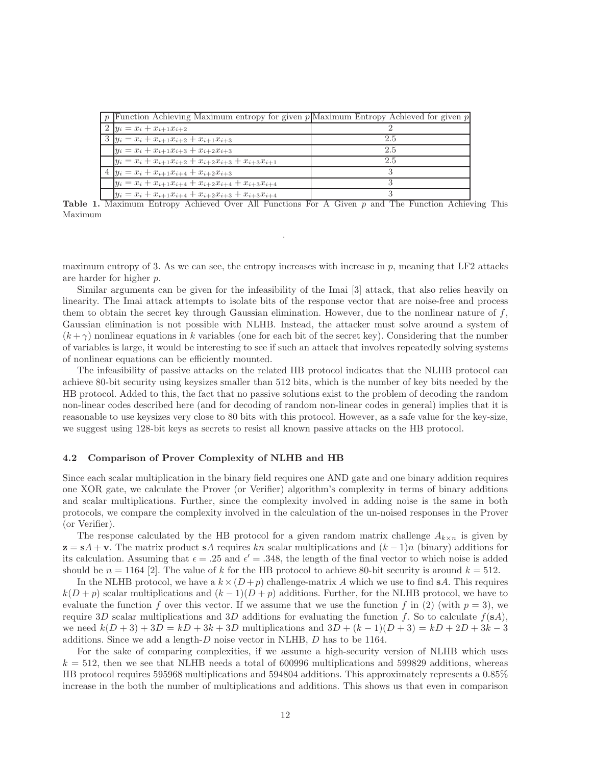| $p$ | Function Achieving Maximum entropy for given $p$ | Maximum Entropy Achieved for given $p$ |
|---|---|---|
| 2 | $y_i = x_i + x_{i+1}x_{i+2}$ | 2 |
| 3 | $y_i = x_i + x_{i+1}x_{i+2} + x_{i+1}x_{i+3}$ | 2.5 |
|  | $y_i = x_i + x_{i+1}x_{i+3} + x_{i+2}x_{i+3}$ | 2.5 |
|  | $y_i = x_i + x_{i+1}x_{i+2} + x_{i+2}x_{i+3} + x_{i+3}x_{i+1}$ | 2.5 |
| 4 | $y_i = x_i + x_{i+1}x_{i+4} + x_{i+2}x_{i+3}$ | 3 |
|  | $y_i = x_i + x_{i+1}x_{i+4} + x_{i+2}x_{i+4} + x_{i+3}x_{i+4}$ | 3 |
|  | $y_i = x_i + x_{i+1}x_{i+4} + x_{i+2}x_{i+3} + x_{i+3}x_{i+4}$ | 3 |

**Table 1.** Maximum Entropy Achieved Over All Functions For A Given $p$ and The Function Achieving This Maximum

maximum entropy of 3. As we can see, the entropy increases with increase in $p$, meaning that LF2 attacks are harder for higher $p$.

Similar arguments can be given for the infeasibility of the Imai [3] attack, that also relies heavily on linearity. The Imai attack attempts to isolate bits of the response vector that are noise-free and process them to obtain the secret key through Gaussian elimination. However, due to the nonlinear nature of $f$, Gaussian elimination is not possible with NLHB. Instead, the attacker must solve around a system of $(k + \gamma)$ nonlinear equations in $k$ variables (one for each bit of the secret key). Considering that the number of variables is large, it would be interesting to see if such an attack that involves repeatedly solving systems of nonlinear equations can be efficiently mounted.

The infeasibility of passive attacks on the related HB protocol indicates that the NLHB protocol can achieve 80-bit security using keysizes smaller than 512 bits, which is the number of key bits needed by the HB protocol. Added to this, the fact that no passive solutions exist to the problem of decoding the random non-linear codes described here (and for decoding of random non-linear codes in general) implies that it is reasonable to use keysizes very close to 80 bits with this protocol. However, as a safe value for the key-size, we suggest using 128-bit keys as secrets to resist all known passive attacks on the HB protocol.

### 4.2 Comparison of Prover Complexity of NLHB and HB

Since each scalar multiplication in the binary field requires one AND gate and one binary addition requires one XOR gate, we calculate the Prover (or Verifier) algorithm's complexity in terms of binary additions and scalar multiplications. Further, since the complexity involved in adding noise is the same in both protocols, we compare the complexity involved in the calculation of the un-noised responses in the Prover (or Verifier).

The response calculated by the HB protocol for a given random matrix challenge $A_{k\times n}$ is given by $\mathbf{z} = \mathbf{s}A + \mathbf{v}$. The matrix product $\mathbf{s}A$ requires $kn$ scalar multiplications and $(k-1)n$ (binary) additions for its calculation. Assuming that $\epsilon = .25$ and $\epsilon' = .348$, the length of the final vector to which noise is added should be $n = 1164$ [2]. The value of $k$ for the HB protocol to achieve 80-bit security is around $k = 512$.

In the NLHB protocol, we have a $k \times (D+p)$ challenge-matrix $A$ which we use to find $\mathbf{s}A$. This requires $k(D+p)$ scalar multiplications and $(k-1)(D+p)$ additions. Further, for the NLHB protocol, we have to evaluate the function $f$ over this vector. If we assume that we use the function $f$ in (2) (with $p = 3$), we require $3D$ scalar multiplications and $3D$ additions for evaluating the function $f$. So to calculate $f(\mathbf{s}A)$, we need $k(D+3) + 3D = kD + 3k + 3D$ multiplications and $3D + (k-1)(D+3) = kD + 2D + 3k - 3$ additions. Since we add a length-$D$ noise vector in NLHB, $D$ has to be 1164.

For the sake of comparing complexities, if we assume a high-security version of NLHB which uses $k = 512$, then we see that NLHB needs a total of 600996 multiplications and 599829 additions, whereas HB protocol requires 595968 multiplications and 594804 additions. This approximately represents a 0.85% increase in the both the number of multiplications and additions. This shows us that even in comparison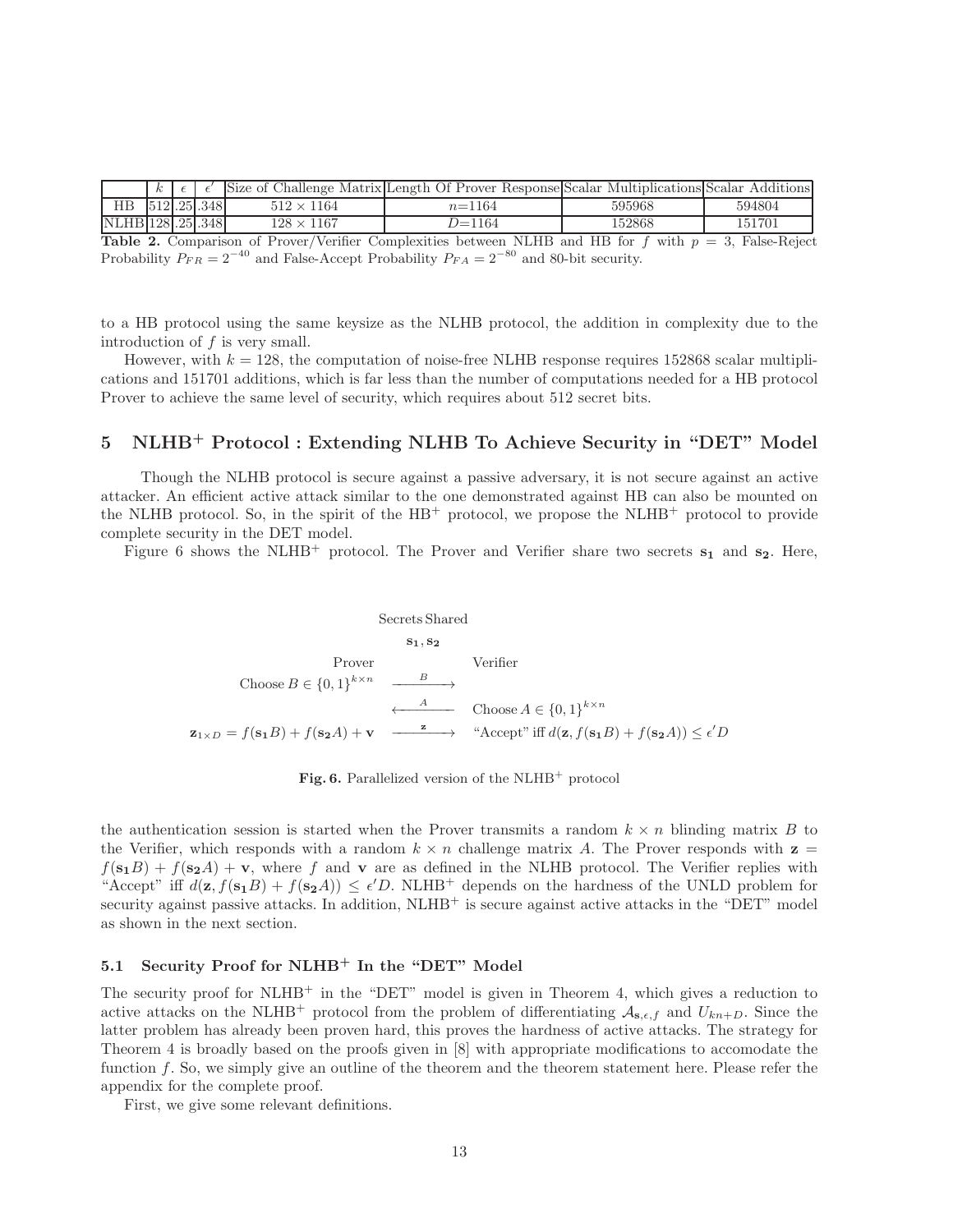| | $k$ | $\epsilon$ | $\epsilon'$ | Size of Challenge Matrix | Length Of Prover Response | Scalar Multiplications | Scalar Additions |
|---|---|---|---|---|---|---|---|
| HB | 512 | .25 | .348 | $512 \times 1164$ | $n$=1164 | 595968 | 594804 |
| NLHB | 128 | .25 | .348 | $128 \times 1167$ | $D$=1164 | 152868 | 151701 |

**Table 2.** Comparison of Prover/Verifier Complexities between NLHB and HB for $f$ with $p = 3$, False-Reject Probability $P_{FR} = 2^{-40}$ and False-Accept Probability $P_{FA} = 2^{-80}$ and 80-bit security.

to a HB protocol using the same keysize as the NLHB protocol, the addition in complexity due to the introduction of $f$ is very small.

However, with $k = 128$, the computation of noise-free NLHB response requires 152868 scalar multiplications and 151701 additions, which is far less than the number of computations needed for a HB protocol Prover to achieve the same level of security, which requires about 512 secret bits.

## 5 NLHB$^+$ Protocol : Extending NLHB To Achieve Security in "DET" Model

Though the NLHB protocol is secure against a passive adversary, it is not secure against an active attacker. An efficient active attack similar to the one demonstrated against HB can also be mounted on the NLHB protocol. So, in the spirit of the HB$^+$ protocol, we propose the NLHB$^+$ protocol to provide complete security in the DET model.

Figure 6 shows the NLHB$^+$ protocol. The Prover and Verifier share two secrets $\mathbf{s_1}$ and $\mathbf{s_2}$. Here,

Secrets Shared

$\mathbf{s_1}, \mathbf{s_2}$

| Prover | | Verifier |
|---|---|---|
| Choose $B \in \{0,1\}^{k \times n}$ | $\xrightarrow{B}$ | |
| | $\xleftarrow{A}$ | Choose $A \in \{0,1\}^{k \times n}$ |
| $\mathbf{z}_{1 \times D} = f(\mathbf{s_1}B) + f(\mathbf{s_2}A) + \mathbf{v}$ | $\xrightarrow{\mathbf{z}}$ | "Accept" iff $d(\mathbf{z}, f(\mathbf{s_1}B) + f(\mathbf{s_2}A)) \leq \epsilon' D$ |

**Fig. 6.** Parallelized version of the NLHB$^+$ protocol

the authentication session is started when the Prover transmits a random $k \times n$ blinding matrix $B$ to the Verifier, which responds with a random $k \times n$ challenge matrix $A$. The Prover responds with $\mathbf{z} = f(\mathbf{s_1}B) + f(\mathbf{s_2}A) + \mathbf{v}$, where $f$ and $\mathbf{v}$ are as defined in the NLHB protocol. The Verifier replies with "Accept" iff $d(\mathbf{z}, f(\mathbf{s_1}B) + f(\mathbf{s_2}A)) \leq \epsilon' D$. NLHB$^+$ depends on the hardness of the UNLD problem for security against passive attacks. In addition, NLHB$^+$ is secure against active attacks in the "DET" model as shown in the next section.

### 5.1 Security Proof for NLHB$^+$ In the "DET" Model

The security proof for NLHB$^+$ in the "DET" model is given in Theorem 4, which gives a reduction to active attacks on the NLHB$^+$ protocol from the problem of differentiating $\mathcal{A}_{\mathbf{s},\epsilon,f}$ and $U_{kn+D}$. Since the latter problem has already been proven hard, this proves the hardness of active attacks. The strategy for Theorem 4 is broadly based on the proofs given in [8] with appropriate modifications to accomodate the function $f$. So, we simply give an outline of the theorem and the theorem statement here. Please refer the appendix for the complete proof.

First, we give some relevant definitions.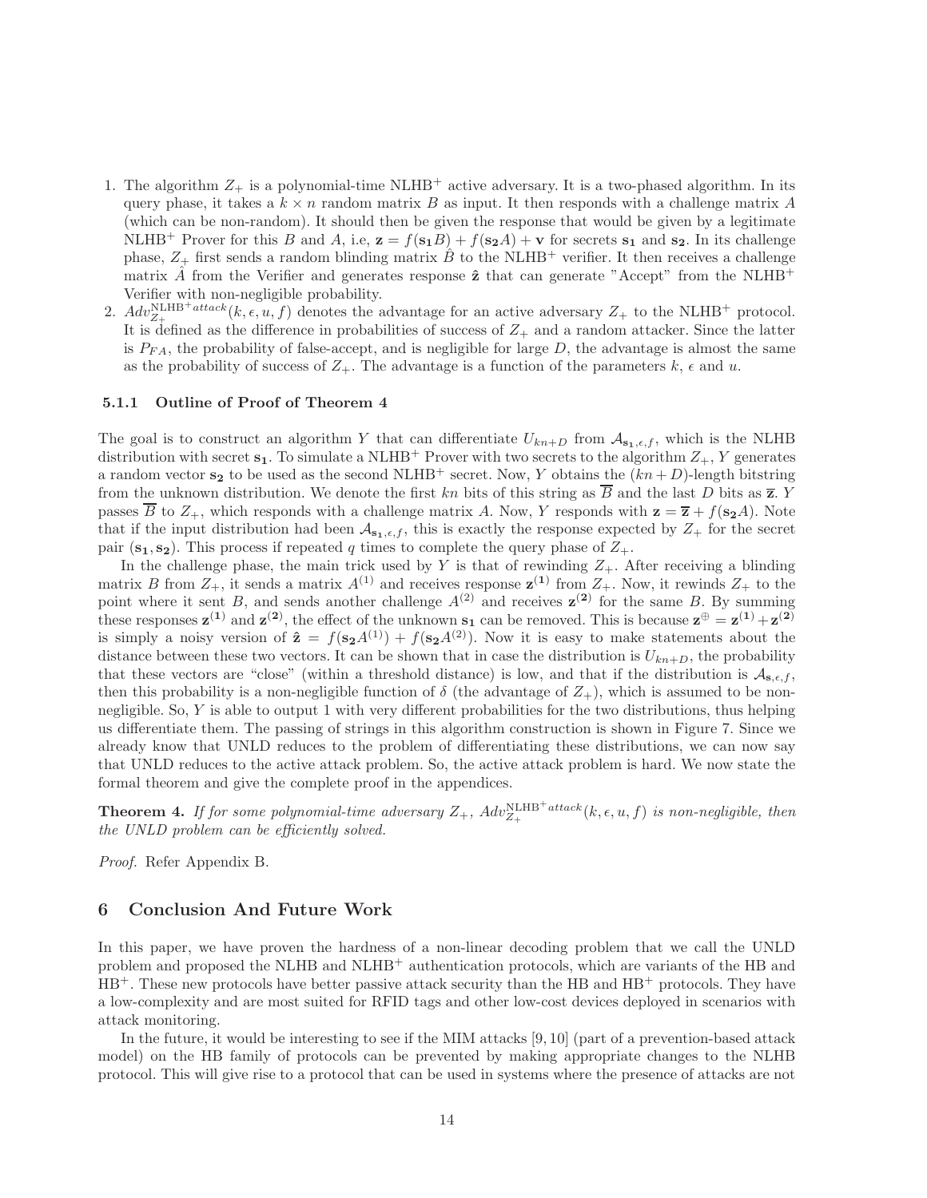1. The algorithm $Z_+$ is a polynomial-time NLHB$^+$ active adversary. It is a two-phased algorithm. In its query phase, it takes a $k \times n$ random matrix $B$ as input. It then responds with a challenge matrix $A$ (which can be non-random). It should then be given the response that would be given by a legitimate NLHB$^+$ Prover for this $B$ and $A$, i.e, $\mathbf{z} = f(\mathbf{s_1}B) + f(\mathbf{s_2}A) + \mathbf{v}$ for secrets $\mathbf{s_1}$ and $\mathbf{s_2}$. In its challenge phase, $Z_+$ first sends a random blinding matrix $\hat{B}$ to the NLHB$^+$ verifier. It then receives a challenge matrix $\hat{A}$ from the Verifier and generates response $\hat{\mathbf{z}}$ that can generate "Accept" from the NLHB$^+$ Verifier with non-negligible probability.
2. $Adv_{Z_+}^{\text{NLHB}^+attack}(k, \epsilon, u, f)$ denotes the advantage for an active adversary $Z_+$ to the NLHB$^+$ protocol. It is defined as the difference in probabilities of success of $Z_+$ and a random attacker. Since the latter is $P_{FA}$, the probability of false-accept, and is negligible for large $D$, the advantage is almost the same as the probability of success of $Z_+$. The advantage is a function of the parameters $k$, $\epsilon$ and $u$.

### 5.1.1 Outline of Proof of Theorem 4

The goal is to construct an algorithm $Y$ that can differentiate $U_{kn+D}$ from $\mathcal{A}_{\mathbf{s_1},\epsilon,f}$, which is the NLHB distribution with secret $\mathbf{s_1}$. To simulate a NLHB$^+$ Prover with two secrets to the algorithm $Z_+$, $Y$ generates a random vector $\mathbf{s_2}$ to be used as the second NLHB$^+$ secret. Now, $Y$ obtains the $(kn+D)$-length bitstring from the unknown distribution. We denote the first $kn$ bits of this string as $\overline{B}$ and the last $D$ bits as $\overline{\mathbf{z}}$. $Y$ passes $\overline{B}$ to $Z_+$, which responds with a challenge matrix $A$. Now, $Y$ responds with $\mathbf{z} = \overline{\mathbf{z}} + f(\mathbf{s_2}A)$. Note that if the input distribution had been $\mathcal{A}_{\mathbf{s_1},\epsilon,f}$, this is exactly the response expected by $Z_+$ for the secret pair $(\mathbf{s_1}, \mathbf{s_2})$. This process if repeated $q$ times to complete the query phase of $Z_+$.

In the challenge phase, the main trick used by $Y$ is that of rewinding $Z_+$. After receiving a blinding matrix $B$ from $Z_+$, it sends a matrix $A^{(1)}$ and receives response $\mathbf{z^{(1)}}$ from $Z_+$. Now, it rewinds $Z_+$ to the point where it sent $B$, and sends another challenge $A^{(2)}$ and receives $\mathbf{z^{(2)}}$ for the same $B$. By summing these responses $\mathbf{z^{(1)}}$ and $\mathbf{z^{(2)}}$, the effect of the unknown $\mathbf{s_1}$ can be removed. This is because $\mathbf{z}^{\oplus} = \mathbf{z^{(1)}} + \mathbf{z^{(2)}}$ is simply a noisy version of $\hat{\mathbf{z}} = f(\mathbf{s_2}A^{(1)}) + f(\mathbf{s_2}A^{(2)})$. Now it is easy to make statements about the distance between these two vectors. It can be shown that in case the distribution is $U_{kn+D}$, the probability that these vectors are "close" (within a threshold distance) is low, and that if the distribution is $\mathcal{A}_{\mathbf{s},\epsilon,f}$, then this probability is a non-negligible function of $\delta$ (the advantage of $Z_+$), which is assumed to be non-negligible. So, $Y$ is able to output 1 with very different probabilities for the two distributions, thus helping us differentiate them. The passing of strings in this algorithm construction is shown in Figure 7. Since we already know that UNLD reduces to the problem of differentiating these distributions, we can now say that UNLD reduces to the active attack problem. So, the active attack problem is hard. We now state the formal theorem and give the complete proof in the appendices.

**Theorem 4.** *If for some polynomial-time adversary $Z_+$, $Adv_{Z_+}^{\text{NLHB}^+attack}(k, \epsilon, u, f)$ is non-negligible, then the UNLD problem can be efficiently solved.*

*Proof.* Refer Appendix B.

## 6 Conclusion And Future Work

In this paper, we have proven the hardness of a non-linear decoding problem that we call the UNLD problem and proposed the NLHB and NLHB$^+$ authentication protocols, which are variants of the HB and HB$^+$. These new protocols have better passive attack security than the HB and HB$^+$ protocols. They have a low-complexity and are most suited for RFID tags and other low-cost devices deployed in scenarios with attack monitoring.

In the future, it would be interesting to see if the MIM attacks [9, 10] (part of a prevention-based attack model) on the HB family of protocols can be prevented by making appropriate changes to the NLHB protocol. This will give rise to a protocol that can be used in systems where the presence of attacks are not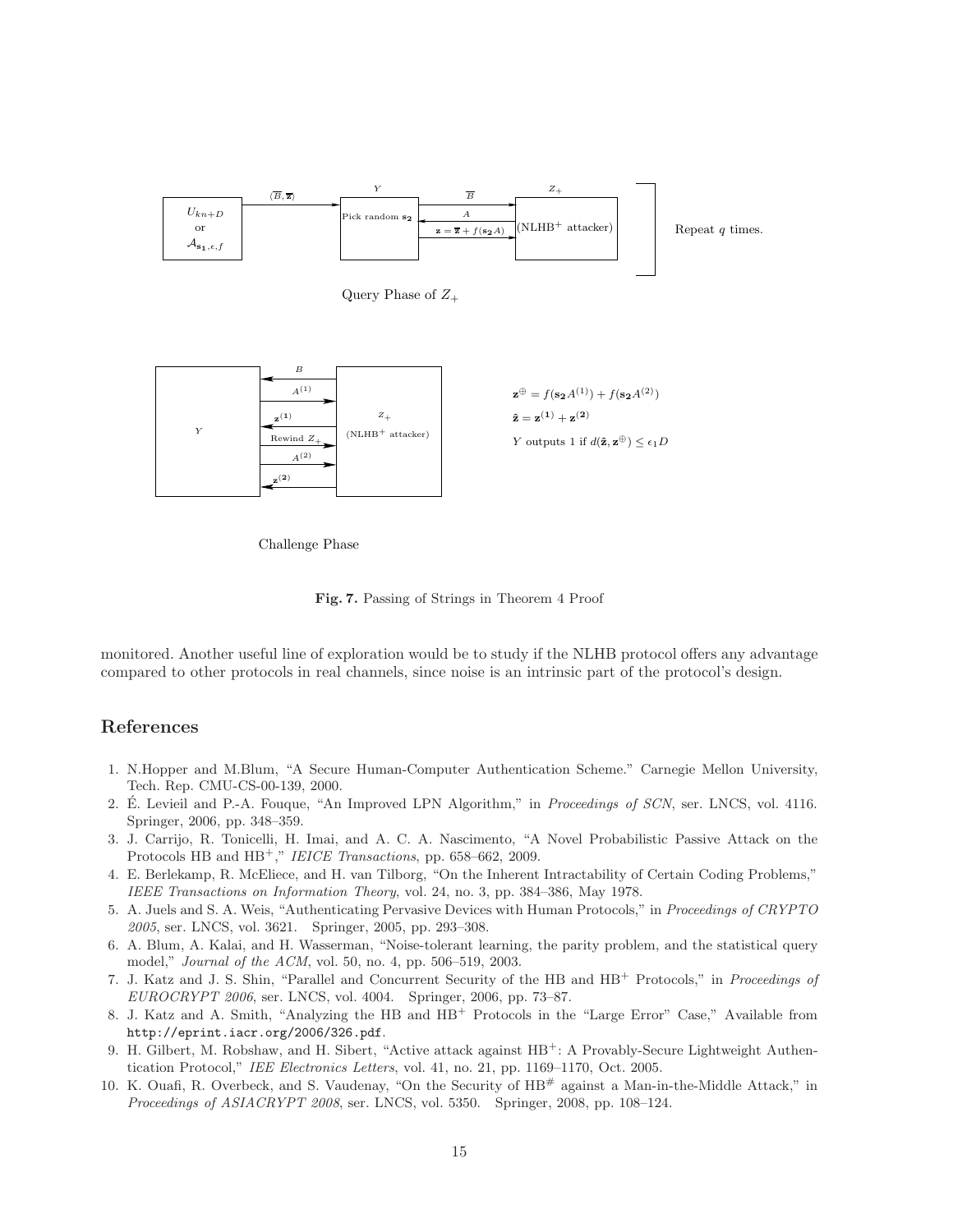Query Phase of $Z_+$

Challenge Phase

$\mathbf{z}^{\oplus} = f(\mathbf{s_2}A^{(1)}) + f(\mathbf{s_2}A^{(2)})$

$\hat{\mathbf{z}} = \mathbf{z^{(1)}} + \mathbf{z^{(2)}}$

$Y$ outputs 1 if $d(\hat{\mathbf{z}}, \mathbf{z}^{\oplus}) \leq \epsilon_1 D$

**Fig. 7.** Passing of Strings in Theorem 4 Proof

monitored. Another useful line of exploration would be to study if the NLHB protocol offers any advantage compared to other protocols in real channels, since noise is an intrinsic part of the protocol's design.

## References

1. N.Hopper and M.Blum, "A Secure Human-Computer Authentication Scheme." Carnegie Mellon University, Tech. Rep. CMU-CS-00-139, 2000.
2. É. Levieil and P.-A. Fouque, "An Improved LPN Algorithm," in *Proceedings of SCN*, ser. LNCS, vol. 4116. Springer, 2006, pp. 348–359.
3. J. Carrijo, R. Tonicelli, H. Imai, and A. C. A. Nascimento, "A Novel Probabilistic Passive Attack on the Protocols HB and HB$^+$," *IEICE Transactions*, pp. 658–662, 2009.
4. E. Berlekamp, R. McEliece, and H. van Tilborg, "On the Inherent Intractability of Certain Coding Problems," *IEEE Transactions on Information Theory*, vol. 24, no. 3, pp. 384–386, May 1978.
5. A. Juels and S. A. Weis, "Authenticating Pervasive Devices with Human Protocols," in *Proceedings of CRYPTO 2005*, ser. LNCS, vol. 3621. Springer, 2005, pp. 293–308.
6. A. Blum, A. Kalai, and H. Wasserman, "Noise-tolerant learning, the parity problem, and the statistical query model," *Journal of the ACM*, vol. 50, no. 4, pp. 506–519, 2003.
7. J. Katz and J. S. Shin, "Parallel and Concurrent Security of the HB and HB$^+$ Protocols," in *Proceedings of EUROCRYPT 2006*, ser. LNCS, vol. 4004. Springer, 2006, pp. 73–87.
8. J. Katz and A. Smith, "Analyzing the HB and HB$^+$ Protocols in the "Large Error" Case," Available from http://eprint.iacr.org/2006/326.pdf.
9. H. Gilbert, M. Robshaw, and H. Sibert, "Active attack against HB$^+$: A Provably-Secure Lightweight Authentication Protocol," *IEE Electronics Letters*, vol. 41, no. 21, pp. 1169–1170, Oct. 2005.
10. K. Ouafi, R. Overbeck, and S. Vaudenay, "On the Security of HB$^\#$ against a Man-in-the-Middle Attack," in *Proceedings of ASIACRYPT 2008*, ser. LNCS, vol. 5350. Springer, 2008, pp. 108–124.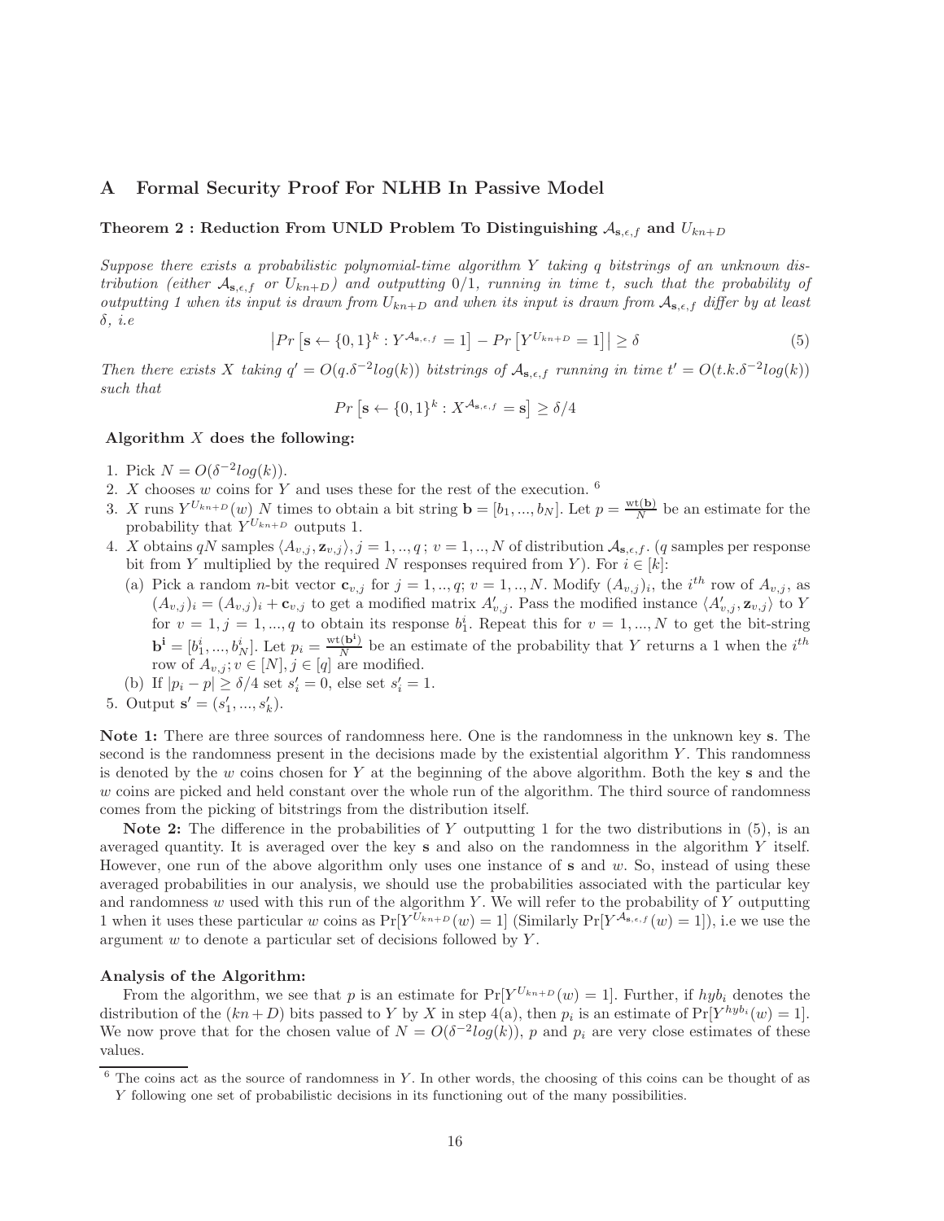# A Formal Security Proof For NLHB In Passive Model

### Theorem 2 : Reduction From UNLD Problem To Distinguishing $\mathcal{A}_{\mathbf{s},\epsilon,f}$ and $U_{kn+D}$

*Suppose there exists a probabilistic polynomial-time algorithm $Y$ taking $q$ bitstrings of an unknown distribution (either $\mathcal{A}_{\mathbf{s},\epsilon,f}$ or $U_{kn+D}$) and outputting 0/1, running in time $t$, such that the probability of outputting 1 when its input is drawn from $U_{kn+D}$ and when its input is drawn from $\mathcal{A}_{\mathbf{s},\epsilon,f}$ differ by at least $\delta$, i.e*

$$\left|Pr\left[\mathbf{s} \leftarrow \{0,1\}^k : Y^{\mathcal{A}_{\mathbf{s},\epsilon,f}} = 1\right] - Pr\left[Y^{U_{kn+D}} = 1\right]\right| \geq \delta \tag{5}$$

*Then there exists $X$ taking $q' = O(q.\delta^{-2}log(k))$ bitstrings of $\mathcal{A}_{\mathbf{s},\epsilon,f}$ running in time $t' = O(t.k.\delta^{-2}log(k))$ such that*

$$Pr\left[\mathbf{s} \leftarrow \{0,1\}^k : X^{\mathcal{A}_{\mathbf{s},\epsilon,f}} = \mathbf{s}\right] \geq \delta/4$$

**Algorithm $X$ does the following:**

1. Pick $N = O(\delta^{-2}log(k))$.
2. $X$ chooses $w$ coins for $Y$ and uses these for the rest of the execution. [6]
3. $X$ runs $Y^{U_{kn+D}}(w)$ $N$ times to obtain a bit string $\mathbf{b} = [b_1, ..., b_N]$. Let $p = \frac{\text{wt}(\mathbf{b})}{N}$ be an estimate for the probability that $Y^{U_{kn+D}}$ outputs 1.
4. $X$ obtains $qN$ samples $\langle A_{v,j}, \mathbf{z}_{v,j}\rangle, j = 1, .., q\,;\ v = 1, .., N$ of distribution $\mathcal{A}_{\mathbf{s},\epsilon,f}$. ($q$ samples per response bit from $Y$ multiplied by the required $N$ responses required from $Y$). For $i \in [k]$:
   (a) Pick a random $n$-bit vector $\mathbf{c}_{v,j}$ for $j = 1, .., q$; $v = 1, .., N$. Modify $(A_{v,j})_i$, the $i^{th}$ row of $A_{v,j}$, as $(A_{v,j})_i = (A_{v,j})_i + \mathbf{c}_{v,j}$ to get a modified matrix $A'_{v,j}$. Pass the modified instance $\langle A'_{v,j}, \mathbf{z}_{v,j}\rangle$ to $Y$ for $v = 1, j = 1, ..., q$ to obtain its response $b_1^i$. Repeat this for $v = 1, ..., N$ to get the bit-string $\mathbf{b^i} = [b_1^i, ..., b_N^i]$. Let $p_i = \frac{\text{wt}(\mathbf{b^i})}{N}$ be an estimate of the probability that $Y$ returns a 1 when the $i^{th}$ row of $A_{v,j}; v \in [N], j \in [q]$ are modified.
   (b) If $|p_i - p| \geq \delta/4$ set $s'_i = 0$, else set $s'_i = 1$.
5. Output $\mathbf{s}' = (s'_1, ..., s'_k)$.

**Note 1:** There are three sources of randomness here. One is the randomness in the unknown key $\mathbf{s}$. The second is the randomness present in the decisions made by the existential algorithm $Y$. This randomness is denoted by the $w$ coins chosen for $Y$ at the beginning of the above algorithm. Both the key $\mathbf{s}$ and the $w$ coins are picked and held constant over the whole run of the algorithm. The third source of randomness comes from the picking of bitstrings from the distribution itself.

**Note 2:** The difference in the probabilities of $Y$ outputting 1 for the two distributions in (5), is an averaged quantity. It is averaged over the key $\mathbf{s}$ and also on the randomness in the algorithm $Y$ itself. However, one run of the above algorithm only uses one instance of $\mathbf{s}$ and $w$. So, instead of using these averaged probabilities in our analysis, we should use the probabilities associated with the particular key and randomness $w$ used with this run of the algorithm $Y$. We will refer to the probability of $Y$ outputting 1 when it uses these particular $w$ coins as $\Pr[Y^{U_{kn+D}}(w) = 1]$ (Similarly $\Pr[Y^{\mathcal{A}_{\mathbf{s},\epsilon,f}}(w) = 1]$), i.e we use the argument $w$ to denote a particular set of decisions followed by $Y$.

**Analysis of the Algorithm:**

From the algorithm, we see that $p$ is an estimate for $\Pr[Y^{U_{kn+D}}(w) = 1]$. Further, if $hyb_i$ denotes the distribution of the $(kn + D)$ bits passed to $Y$ by $X$ in step 4(a), then $p_i$ is an estimate of $\Pr[Y^{hyb_i}(w) = 1]$. We now prove that for the chosen value of $N = O(\delta^{-2}log(k))$, $p$ and $p_i$ are very close estimates of these values.

[6] The coins act as the source of randomness in $Y$. In other words, the choosing of this coins can be thought of as $Y$ following one set of probabilistic decisions in its functioning out of the many possibilities.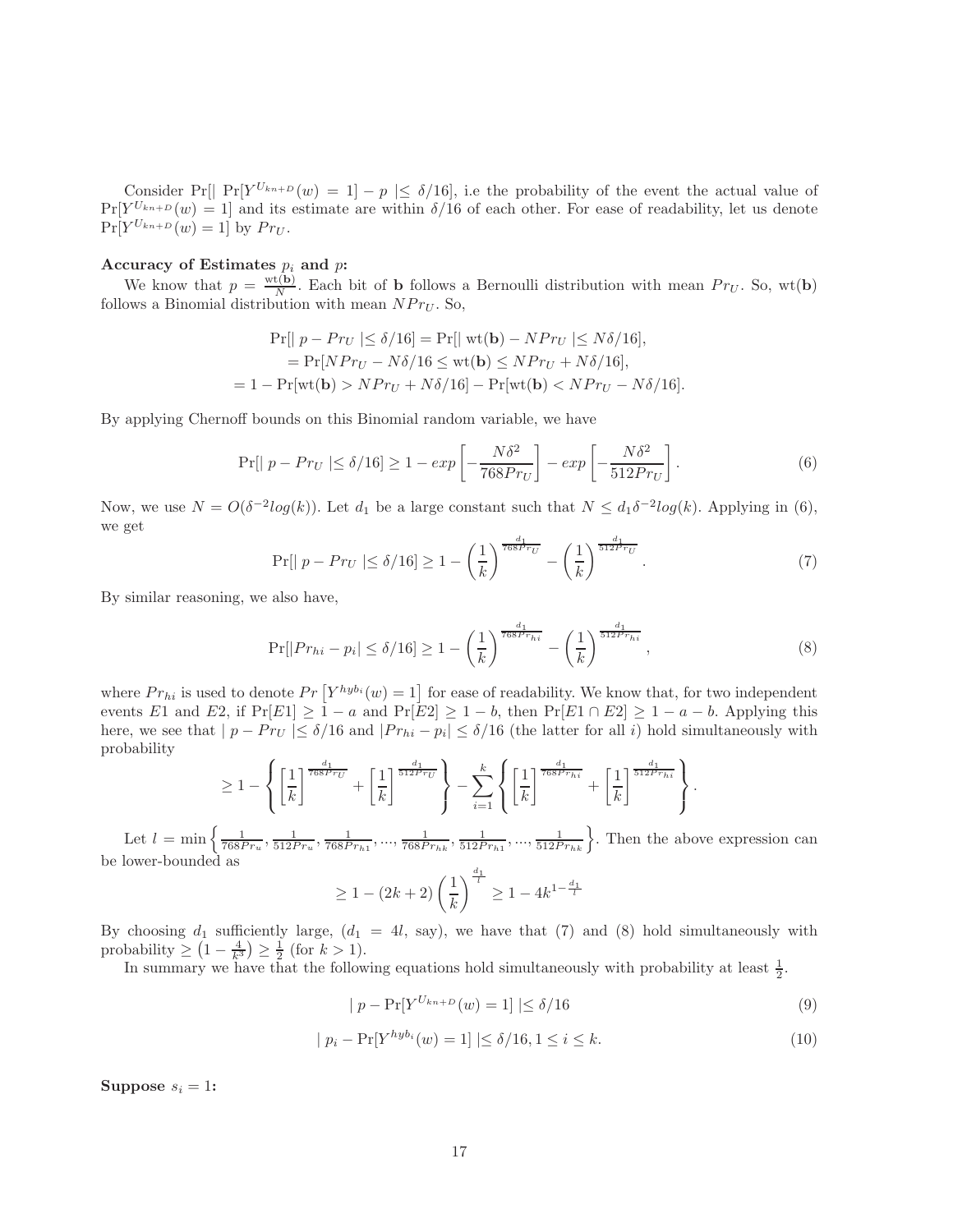Consider $\Pr[| \Pr[Y^{U_{kn+D}}(w) = 1] - p | \leq \delta/16]$, i.e the probability of the event the actual value of $\Pr[Y^{U_{kn+D}}(w) = 1]$ and its estimate are within $\delta/16$ of each other. For ease of readability, let us denote $\Pr[Y^{U_{kn+D}}(w) = 1]$ by $Pr_U$.

**Accuracy of Estimates $p_i$ and $p$:**

We know that $p = \frac{\text{wt}(\mathbf{b})}{N}$. Each bit of $\mathbf{b}$ follows a Bernoulli distribution with mean $Pr_U$. So, wt($\mathbf{b}$) follows a Binomial distribution with mean $NPr_U$. So,

$$
\begin{aligned}
\Pr[| p - Pr_U | \leq \delta/16] &= \Pr[| \text{wt}(\mathbf{b}) - NPr_U | \leq N\delta/16], \\
&= \Pr[NPr_U - N\delta/16 \leq \text{wt}(\mathbf{b}) \leq NPr_U + N\delta/16], \\
&= 1 - \Pr[\text{wt}(\mathbf{b}) > NPr_U + N\delta/16] - \Pr[\text{wt}(\mathbf{b}) < NPr_U - N\delta/16].
\end{aligned}
$$

By applying Chernoff bounds on this Binomial random variable, we have

$$
\Pr[| p - Pr_U | \leq \delta/16] \geq 1 - exp\left[-\frac{N\delta^2}{768Pr_U}\right] - exp\left[-\frac{N\delta^2}{512Pr_U}\right]. \tag{6}
$$

Now, we use $N = O(\delta^{-2}log(k))$. Let $d_1$ be a large constant such that $N \leq d_1\delta^{-2}log(k)$. Applying in (6), we get

$$
\Pr[| p - Pr_U | \leq \delta/16] \geq 1 - \left(\frac{1}{k}\right)^{\frac{d_1}{768Pr_U}} - \left(\frac{1}{k}\right)^{\frac{d_1}{512Pr_U}}. \tag{7}
$$

By similar reasoning, we also have,

$$
\Pr[|Pr_{hi} - p_i| \leq \delta/16] \geq 1 - \left(\frac{1}{k}\right)^{\frac{d_1}{768Pr_{hi}}} - \left(\frac{1}{k}\right)^{\frac{d_1}{512Pr_{hi}}}, \tag{8}
$$

where $Pr_{hi}$ is used to denote $Pr\left[Y^{hyb_i}(w) = 1\right]$ for ease of readability. We know that, for two independent events $E1$ and $E2$, if $\Pr[E1] \geq 1 - a$ and $\Pr[E2] \geq 1 - b$, then $\Pr[E1 \cap E2] \geq 1 - a - b$. Applying this here, we see that $| p - Pr_U | \leq \delta/16$ and $|Pr_{hi} - p_i| \leq \delta/16$ (the latter for all $i$) hold simultaneously with probability

$$
\geq 1 - \left\{\left[\frac{1}{k}\right]^{\frac{d_1}{768Pr_U}} + \left[\frac{1}{k}\right]^{\frac{d_1}{512Pr_U}}\right\} - \sum_{i=1}^{k}\left\{\left[\frac{1}{k}\right]^{\frac{d_1}{768Pr_{hi}}} + \left[\frac{1}{k}\right]^{\frac{d_1}{512Pr_{hi}}}\right\}.
$$

Let $l = \min\left\{\frac{1}{768Pr_u}, \frac{1}{512Pr_u}, \frac{1}{768Pr_{h1}}, ..., \frac{1}{768Pr_{hk}}, \frac{1}{512Pr_{h1}}, ..., \frac{1}{512Pr_{hk}}\right\}$. Then the above expression can be lower-bounded as

$$
\geq 1 - (2k+2)\left(\frac{1}{k}\right)^{\frac{d_1}{l}} \geq 1 - 4k^{1-\frac{d_1}{l}}
$$

By choosing $d_1$ sufficiently large, ($d_1 = 4l$, say), we have that (7) and (8) hold simultaneously with probability $\geq \left(1 - \frac{4}{k^3}\right) \geq \frac{1}{2}$ (for $k > 1$).

In summary we have that the following equations hold simultaneously with probability at least $\frac{1}{2}$.

$$
| p - \Pr[Y^{U_{kn+D}}(w) = 1] | \leq \delta/16 \tag{9}
$$

$$
| p_i - \Pr[Y^{hyb_i}(w) = 1] | \leq \delta/16, 1 \leq i \leq k. \tag{10}
$$

**Suppose $s_i = 1$:**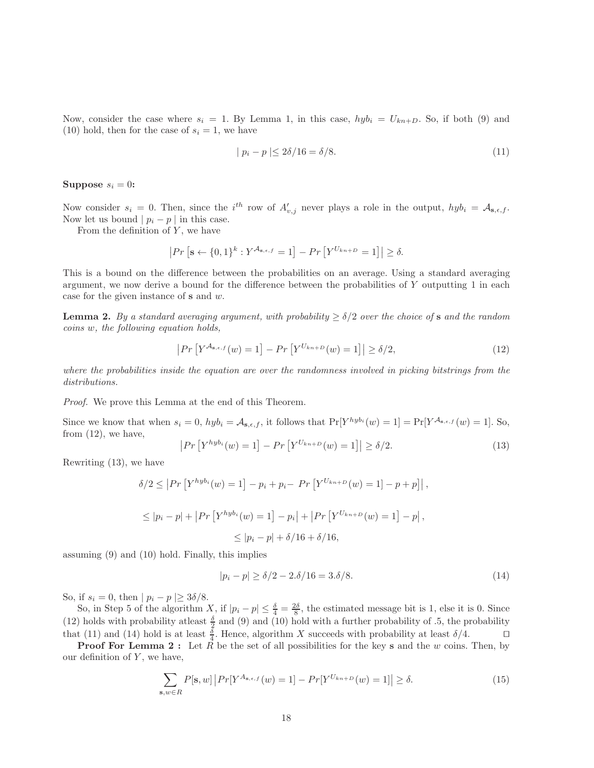Now, consider the case where $s_i = 1$. By Lemma 1, in this case, $hyb_i = U_{kn+D}$. So, if both (9) and (10) hold, then for the case of $s_i = 1$, we have

$$| p_i - p | \leq 2\delta/16 = \delta/8. \tag{11}$$

**Suppose** $s_i = 0$**:**

Now consider $s_i = 0$. Then, since the $i^{th}$ row of $A'_{v,j}$ never plays a role in the output, $hyb_i = \mathcal{A}_{\mathbf{s},\epsilon,f}$. Now let us bound $| p_i - p |$ in this case.

From the definition of $Y$, we have

$$\left|Pr\left[\mathbf{s} \leftarrow \{0,1\}^k : Y^{\mathcal{A}_{\mathbf{s},\epsilon,f}} = 1\right] - Pr\left[Y^{U_{kn+D}} = 1\right]\right| \geq \delta.$$

This is a bound on the difference between the probabilities on an average. Using a standard averaging argument, we now derive a bound for the difference between the probabilities of $Y$ outputting 1 in each case for the given instance of $\mathbf{s}$ and $w$.

**Lemma 2.** *By a standard averaging argument, with probability $\geq \delta/2$ over the choice of $\mathbf{s}$ and the random coins $w$, the following equation holds,*

$$\left|Pr\left[Y^{\mathcal{A}_{\mathbf{s},\epsilon,f}}(w) = 1\right] - Pr\left[Y^{U_{kn+D}}(w) = 1\right]\right| \geq \delta/2, \tag{12}$$

*where the probabilities inside the equation are over the randomness involved in picking bitstrings from the distributions.*

*Proof.* We prove this Lemma at the end of this Theorem.

Since we know that when $s_i = 0$, $hyb_i = \mathcal{A}_{\mathbf{s},\epsilon,f}$, it follows that $\Pr[Y^{hyb_i}(w) = 1] = \Pr[Y^{\mathcal{A}_{\mathbf{s},\epsilon,f}}(w) = 1]$. So, from (12), we have,

$$\left|Pr\left[Y^{hyb_i}(w) = 1\right] - Pr\left[Y^{U_{kn+D}}(w) = 1\right]\right| \geq \delta/2. \tag{13}$$

Rewriting (13), we have

$$\delta/2 \leq \left|Pr\left[Y^{hyb_i}(w) = 1\right] - p_i + p_i - \ Pr\left[Y^{U_{kn+D}}(w) = 1\right] - p + p\right|,$$

$$\leq |p_i - p| + \left|Pr\left[Y^{hyb_i}(w) = 1\right] - p_i\right| + \left|Pr\left[Y^{U_{kn+D}}(w) = 1\right] - p\right|,$$

$$\leq |p_i - p| + \delta/16 + \delta/16,$$

assuming (9) and (10) hold. Finally, this implies

$$|p_i - p| \geq \delta/2 - 2.\delta/16 = 3.\delta/8. \tag{14}$$

So, if $s_i = 0$, then $| p_i - p | \geq 3\delta/8$.

So, in Step 5 of the algorithm $X$, if $|p_i - p| \leq \frac{\delta}{4} = \frac{2\delta}{8}$, the estimated message bit is 1, else it is 0. Since (12) holds with probability atleast $\frac{\delta}{2}$ and (9) and (10) hold with a further probability of .5, the probability that (11) and (14) hold is at least $\frac{\delta}{4}$. Hence, algorithm $X$ succeeds with probability at least $\delta/4$. ◻

**Proof For Lemma 2 :** Let $R$ be the set of all possibilities for the key $\mathbf{s}$ and the $w$ coins. Then, by our definition of $Y$, we have,

$$\sum_{\mathbf{s},w \in R} P[\mathbf{s}, w] \left|Pr[Y^{A_{\mathbf{s},\epsilon,f}}(w) = 1] - Pr[Y^{U_{kn+D}}(w) = 1]\right| \geq \delta. \tag{15}$$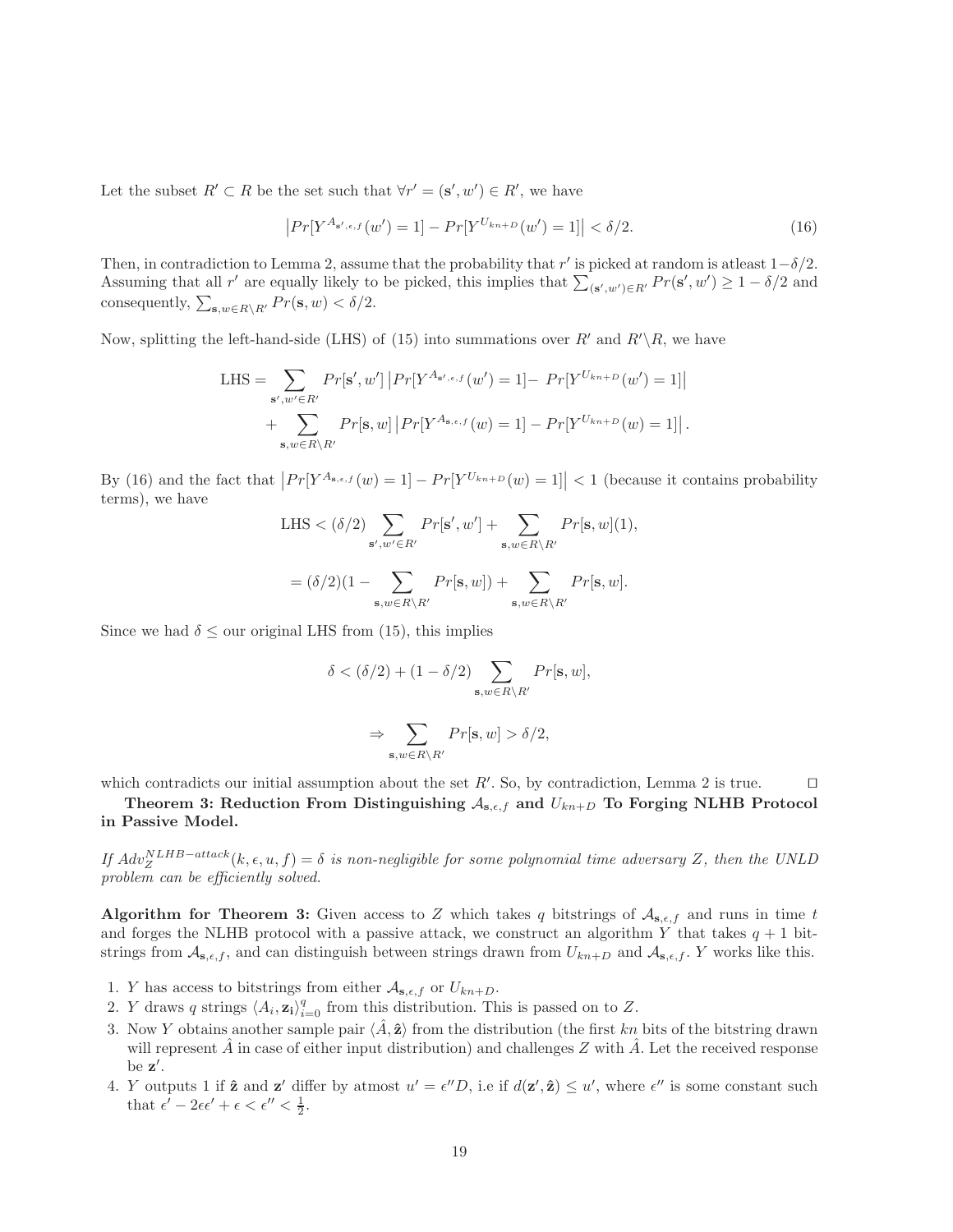Let the subset $R' \subset R$ be the set such that $\forall r' = (\mathbf{s}', w') \in R'$, we have

$$\left|Pr[Y^{A_{\mathbf{s}',\epsilon,f}}(w') = 1] - Pr[Y^{U_{kn+D}}(w') = 1]\right| < \delta/2. \tag{16}$$

Then, in contradiction to Lemma 2, assume that the probability that $r'$ is picked at random is atleast $1-\delta/2$. Assuming that all $r'$ are equally likely to be picked, this implies that $\sum_{(\mathbf{s}',w')\in R'} Pr(\mathbf{s}', w') \geq 1 - \delta/2$ and consequently, $\sum_{\mathbf{s},w \in R\setminus R'} Pr(\mathbf{s}, w) < \delta/2$.

Now, splitting the left-hand-side (LHS) of (15) into summations over $R'$ and $R'\setminus R$, we have

$$\begin{aligned}
\text{LHS} = &\sum_{\mathbf{s}',w' \in R'} Pr[\mathbf{s}', w'] \left|Pr[Y^{A_{\mathbf{s}',\epsilon,f}}(w') = 1] - Pr[Y^{U_{kn+D}}(w') = 1]\right| \\
&+ \sum_{\mathbf{s},w \in R\setminus R'} Pr[\mathbf{s}, w] \left|Pr[Y^{A_{\mathbf{s},\epsilon,f}}(w) = 1] - Pr[Y^{U_{kn+D}}(w) = 1]\right|.
\end{aligned}$$

By (16) and the fact that $\left|Pr[Y^{A_{\mathbf{s},\epsilon,f}}(w) = 1] - Pr[Y^{U_{kn+D}}(w) = 1]\right| < 1$ (because it contains probability terms), we have

$$\text{LHS} < (\delta/2) \sum_{\mathbf{s}',w' \in R'} Pr[\mathbf{s}', w'] + \sum_{\mathbf{s},w \in R\setminus R'} Pr[\mathbf{s}, w](1),$$

$$= (\delta/2)(1 - \sum_{\mathbf{s},w \in R\setminus R'} Pr[\mathbf{s}, w]) + \sum_{\mathbf{s},w \in R\setminus R'} Pr[\mathbf{s}, w].$$

Since we had $\delta \leq$ our original LHS from (15), this implies

$$\delta < (\delta/2) + (1 - \delta/2) \sum_{\mathbf{s},w \in R\setminus R'} Pr[\mathbf{s}, w],$$

$$\Rightarrow \sum_{\mathbf{s},w \in R\setminus R'} Pr[\mathbf{s}, w] > \delta/2,$$

which contradicts our initial assumption about the set $R'$. So, by contradiction, Lemma 2 is true. $\square$

**Theorem 3: Reduction From Distinguishing $\mathcal{A}_{\mathbf{s},\epsilon,f}$ and $U_{kn+D}$ To Forging NLHB Protocol in Passive Model.**

*If $Adv_Z^{NLHB-attack}(k, \epsilon, u, f) = \delta$ is non-negligible for some polynomial time adversary $Z$, then the UNLD problem can be efficiently solved.*

**Algorithm for Theorem 3:** Given access to $Z$ which takes $q$ bitstrings of $\mathcal{A}_{\mathbf{s},\epsilon,f}$ and runs in time $t$ and forges the NLHB protocol with a passive attack, we construct an algorithm $Y$ that takes $q+1$ bitstrings from $\mathcal{A}_{\mathbf{s},\epsilon,f}$, and can distinguish between strings drawn from $U_{kn+D}$ and $\mathcal{A}_{\mathbf{s},\epsilon,f}$. $Y$ works like this.

1. $Y$ has access to bitstrings from either $\mathcal{A}_{\mathbf{s},\epsilon,f}$ or $U_{kn+D}$.
2. $Y$ draws $q$ strings $\langle A_i, \mathbf{z_i} \rangle_{i=0}^{q}$ from this distribution. This is passed on to $Z$.
3. Now $Y$ obtains another sample pair $\langle \hat{A}, \hat{\mathbf{z}} \rangle$ from the distribution (the first $kn$ bits of the bitstring drawn will represent $\hat{A}$ in case of either input distribution) and challenges $Z$ with $\hat{A}$. Let the received response be $\mathbf{z}'$.
4. $Y$ outputs 1 if $\hat{\mathbf{z}}$ and $\mathbf{z}'$ differ by atmost $u' = \epsilon'' D$, i.e if $d(\mathbf{z}', \hat{\mathbf{z}}) \leq u'$, where $\epsilon''$ is some constant such that $\epsilon' - 2\epsilon\epsilon' + \epsilon < \epsilon'' < \frac{1}{2}$.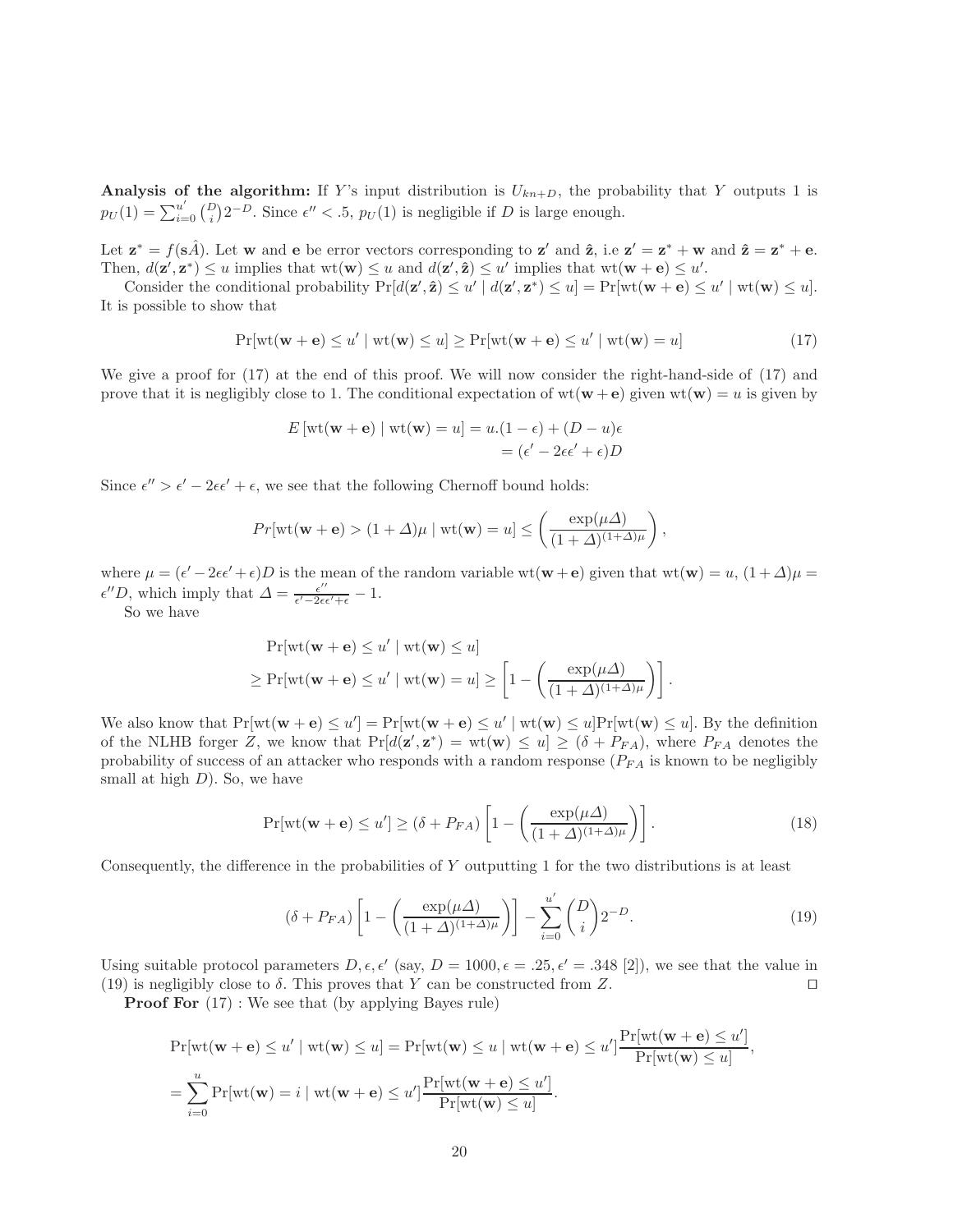**Analysis of the algorithm:** If $Y$'s input distribution is $U_{kn+D}$, the probability that $Y$ outputs 1 is $p_U(1) = \sum_{i=0}^{u'} \binom{D}{i} 2^{-D}$. Since $\epsilon'' < .5$, $p_U(1)$ is negligible if $D$ is large enough.

Let $\mathbf{z}^* = f(\mathbf{s}\hat{A})$. Let $\mathbf{w}$ and $\mathbf{e}$ be error vectors corresponding to $\mathbf{z}'$ and $\hat{\mathbf{z}}$, i.e $\mathbf{z}' = \mathbf{z}^* + \mathbf{w}$ and $\hat{\mathbf{z}} = \mathbf{z}^* + \mathbf{e}$. Then, $d(\mathbf{z}', \mathbf{z}^*) \le u$ implies that $\mathrm{wt}(\mathbf{w}) \le u$ and $d(\mathbf{z}', \hat{\mathbf{z}}) \le u'$ implies that $\mathrm{wt}(\mathbf{w} + \mathbf{e}) \le u'$.

Consider the conditional probability $\Pr[d(\mathbf{z}', \hat{\mathbf{z}}) \le u' \mid d(\mathbf{z}', \mathbf{z}^*) \le u] = \Pr[\mathrm{wt}(\mathbf{w} + \mathbf{e}) \le u' \mid \mathrm{wt}(\mathbf{w}) \le u]$. It is possible to show that

$$\Pr[\mathrm{wt}(\mathbf{w} + \mathbf{e}) \le u' \mid \mathrm{wt}(\mathbf{w}) \le u] \ge \Pr[\mathrm{wt}(\mathbf{w} + \mathbf{e}) \le u' \mid \mathrm{wt}(\mathbf{w}) = u] \tag{17}$$

We give a proof for (17) at the end of this proof. We will now consider the right-hand-side of (17) and prove that it is negligibly close to 1. The conditional expectation of $\mathrm{wt}(\mathbf{w} + \mathbf{e})$ given $\mathrm{wt}(\mathbf{w}) = u$ is given by

$$\begin{aligned} E\left[\mathrm{wt}(\mathbf{w} + \mathbf{e}) \mid \mathrm{wt}(\mathbf{w}) = u\right] &= u.(1 - \epsilon) + (D - u)\epsilon \\ &= (\epsilon' - 2\epsilon\epsilon' + \epsilon)D \end{aligned}$$

Since $\epsilon'' > \epsilon' - 2\epsilon\epsilon' + \epsilon$, we see that the following Chernoff bound holds:

$$Pr[\mathrm{wt}(\mathbf{w} + \mathbf{e}) > (1 + \varDelta)\mu \mid \mathrm{wt}(\mathbf{w}) = u] \le \left( \frac{\exp(\mu\varDelta)}{(1 + \varDelta)^{(1+\varDelta)\mu}} \right),$$

where $\mu = (\epsilon' - 2\epsilon\epsilon' + \epsilon)D$ is the mean of the random variable $\mathrm{wt}(\mathbf{w} + \mathbf{e})$ given that $\mathrm{wt}(\mathbf{w}) = u$, $(1 + \varDelta)\mu = \epsilon'' D$, which imply that $\varDelta = \frac{\epsilon''}{\epsilon' - 2\epsilon\epsilon' + \epsilon} - 1$.

So we have

$$\begin{aligned} &\Pr[\mathrm{wt}(\mathbf{w} + \mathbf{e}) \le u' \mid \mathrm{wt}(\mathbf{w}) \le u] \\ &\ge \Pr[\mathrm{wt}(\mathbf{w} + \mathbf{e}) \le u' \mid \mathrm{wt}(\mathbf{w}) = u] \ge \left[ 1 - \left( \frac{\exp(\mu\varDelta)}{(1 + \varDelta)^{(1+\varDelta)\mu}} \right) \right]. \end{aligned}$$

We also know that $\Pr[\mathrm{wt}(\mathbf{w} + \mathbf{e}) \le u'] = \Pr[\mathrm{wt}(\mathbf{w} + \mathbf{e}) \le u' \mid \mathrm{wt}(\mathbf{w}) \le u]\Pr[\mathrm{wt}(\mathbf{w}) \le u]$. By the definition of the NLHB forger $Z$, we know that $\Pr[d(\mathbf{z}', \mathbf{z}^*) = \mathrm{wt}(\mathbf{w}) \le u] \ge (\delta + P_{FA})$, where $P_{FA}$ denotes the probability of success of an attacker who responds with a random response ($P_{FA}$ is known to be negligibly small at high $D$). So, we have

$$\Pr[\mathrm{wt}(\mathbf{w} + \mathbf{e}) \le u'] \ge (\delta + P_{FA}) \left[ 1 - \left( \frac{\exp(\mu\varDelta)}{(1 + \varDelta)^{(1+\varDelta)\mu}} \right) \right]. \tag{18}$$

Consequently, the difference in the probabilities of $Y$ outputting 1 for the two distributions is at least

$$(\delta + P_{FA}) \left[ 1 - \left( \frac{\exp(\mu\varDelta)}{(1 + \varDelta)^{(1+\varDelta)\mu}} \right) \right] - \sum_{i=0}^{u'} \binom{D}{i} 2^{-D}. \tag{19}$$

Using suitable protocol parameters $D, \epsilon, \epsilon'$ (say, $D = 1000, \epsilon = .25, \epsilon' = .348$ [2]), we see that the value in (19) is negligibly close to $\delta$. This proves that $Y$ can be constructed from $Z$. □

**Proof For** (17) : We see that (by applying Bayes rule)

$$\begin{aligned} &\Pr[\mathrm{wt}(\mathbf{w} + \mathbf{e}) \le u' \mid \mathrm{wt}(\mathbf{w}) \le u] = \Pr[\mathrm{wt}(\mathbf{w}) \le u \mid \mathrm{wt}(\mathbf{w} + \mathbf{e}) \le u'] \frac{\Pr[\mathrm{wt}(\mathbf{w} + \mathbf{e}) \le u']}{\Pr[\mathrm{wt}(\mathbf{w}) \le u]}, \\ &= \sum_{i=0}^{u} \Pr[\mathrm{wt}(\mathbf{w}) = i \mid \mathrm{wt}(\mathbf{w} + \mathbf{e}) \le u'] \frac{\Pr[\mathrm{wt}(\mathbf{w} + \mathbf{e}) \le u']}{\Pr[\mathrm{wt}(\mathbf{w}) \le u]}. \end{aligned}$$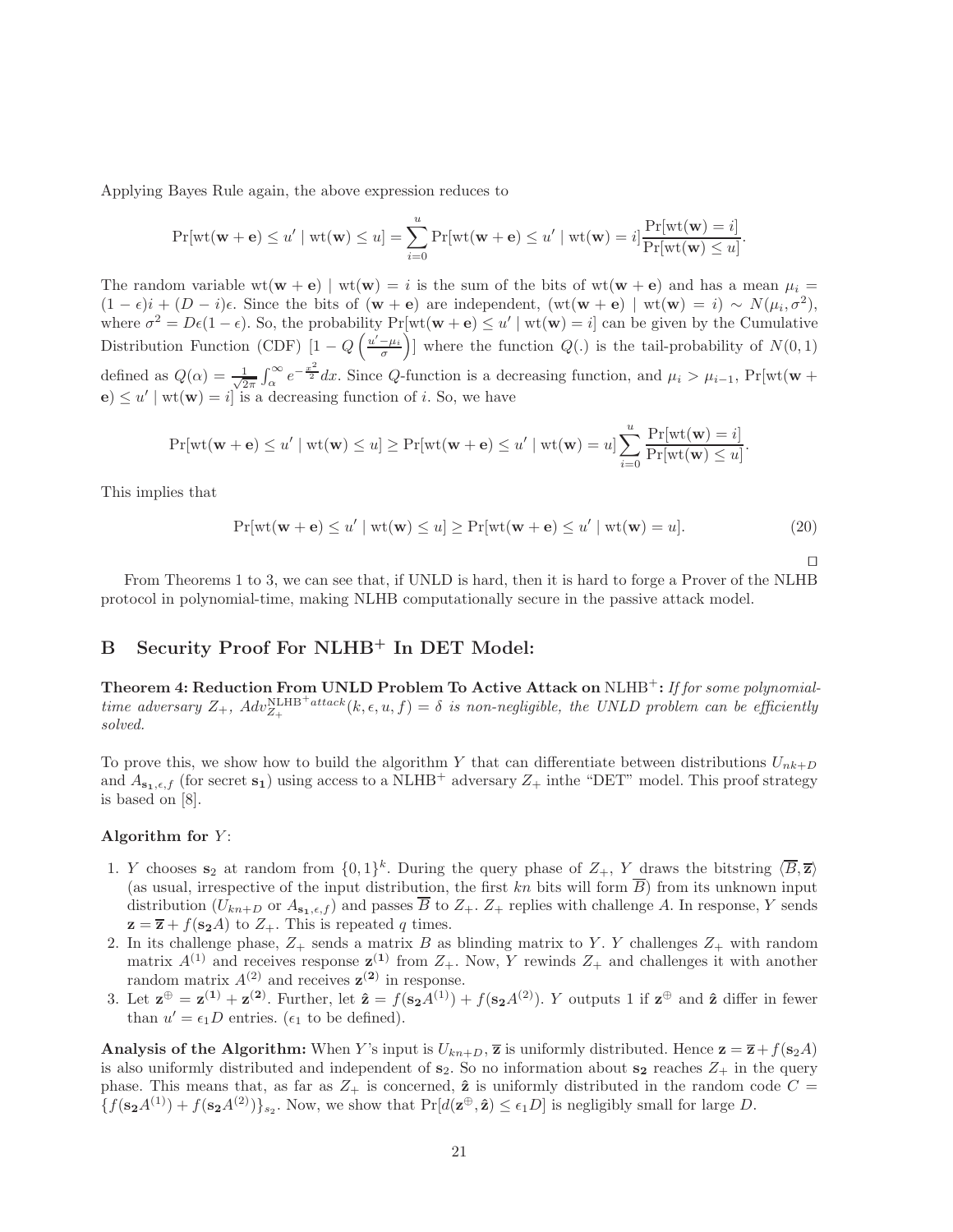Applying Bayes Rule again, the above expression reduces to

$$\Pr[\text{wt}(\mathbf{w}+\mathbf{e}) \leq u' \mid \text{wt}(\mathbf{w}) \leq u] = \sum_{i=0}^{u} \Pr[\text{wt}(\mathbf{w}+\mathbf{e}) \leq u' \mid \text{wt}(\mathbf{w}) = i] \frac{\Pr[\text{wt}(\mathbf{w}) = i]}{\Pr[\text{wt}(\mathbf{w}) \leq u]}.$$

The random variable $\text{wt}(\mathbf{w}+\mathbf{e}) \mid \text{wt}(\mathbf{w}) = i$ is the sum of the bits of $\text{wt}(\mathbf{w}+\mathbf{e})$ and has a mean $\mu_i = (1-\epsilon)i + (D-i)\epsilon$. Since the bits of $(\mathbf{w}+\mathbf{e})$ are independent, $(\text{wt}(\mathbf{w}+\mathbf{e}) \mid \text{wt}(\mathbf{w}) = i) \sim N(\mu_i, \sigma^2)$, where $\sigma^2 = D\epsilon(1-\epsilon)$. So, the probability $\Pr[\text{wt}(\mathbf{w}+\mathbf{e}) \leq u' \mid \text{wt}(\mathbf{w}) = i]$ can be given by the Cumulative Distribution Function (CDF) $[1 - Q\left(\frac{u'-\mu_i}{\sigma}\right)]$ where the function $Q(.)$ is the tail-probability of $N(0,1)$ defined as $Q(\alpha) = \frac{1}{\sqrt{2\pi}} \int_{\alpha}^{\infty} e^{-\frac{x^2}{2}} dx$. Since $Q$-function is a decreasing function, and $\mu_i > \mu_{i-1}$, $\Pr[\text{wt}(\mathbf{w}+\mathbf{e}) \leq u' \mid \text{wt}(\mathbf{w}) = i]$ is a decreasing function of $i$. So, we have

$$\Pr[\text{wt}(\mathbf{w}+\mathbf{e}) \leq u' \mid \text{wt}(\mathbf{w}) \leq u] \geq \Pr[\text{wt}(\mathbf{w}+\mathbf{e}) \leq u' \mid \text{wt}(\mathbf{w}) = u] \sum_{i=0}^{u} \frac{\Pr[\text{wt}(\mathbf{w}) = i]}{\Pr[\text{wt}(\mathbf{w}) \leq u]}.$$

This implies that

$$\Pr[\text{wt}(\mathbf{w}+\mathbf{e}) \leq u' \mid \text{wt}(\mathbf{w}) \leq u] \geq \Pr[\text{wt}(\mathbf{w}+\mathbf{e}) \leq u' \mid \text{wt}(\mathbf{w}) = u]. \tag{20}$$

□

From Theorems 1 to 3, we can see that, if UNLD is hard, then it is hard to forge a Prover of the NLHB protocol in polynomial-time, making NLHB computationally secure in the passive attack model.

## B Security Proof For NLHB$^+$ In DET Model:

**Theorem 4: Reduction From UNLD Problem To Active Attack on** NLHB$^+$**:** *If for some polynomial-time adversary $Z_+$, $Adv_{Z_+}^{\text{NLHB}^+attack}(k, \epsilon, u, f) = \delta$ is non-negligible, the UNLD problem can be efficiently solved.*

To prove this, we show how to build the algorithm $Y$ that can differentiate between distributions $U_{nk+D}$ and $A_{\mathbf{s_1},\epsilon,f}$ (for secret $\mathbf{s_1}$) using access to a NLHB$^+$ adversary $Z_+$ inthe "DET" model. This proof strategy is based on [8].

**Algorithm for** $Y$:

1. $Y$ chooses $\mathbf{s}_2$ at random from $\{0,1\}^k$. During the query phase of $Z_+$, $Y$ draws the bitstring $\langle \overline{B}, \overline{\mathbf{z}} \rangle$ (as usual, irrespective of the input distribution, the first $kn$ bits will form $\overline{B}$) from its unknown input distribution ($U_{kn+D}$ or $A_{\mathbf{s_1},\epsilon,f}$) and passes $\overline{B}$ to $Z_+$. $Z_+$ replies with challenge $A$. In response, $Y$ sends $\mathbf{z} = \overline{\mathbf{z}} + f(\mathbf{s_2}A)$ to $Z_+$. This is repeated $q$ times.
2. In its challenge phase, $Z_+$ sends a matrix $B$ as blinding matrix to $Y$. $Y$ challenges $Z_+$ with random matrix $A^{(1)}$ and receives response $\mathbf{z^{(1)}}$ from $Z_+$. Now, $Y$ rewinds $Z_+$ and challenges it with another random matrix $A^{(2)}$ and receives $\mathbf{z^{(2)}}$ in response.
3. Let $\mathbf{z}^{\oplus} = \mathbf{z^{(1)}} + \mathbf{z^{(2)}}$. Further, let $\hat{\mathbf{z}} = f(\mathbf{s_2}A^{(1)}) + f(\mathbf{s_2}A^{(2)})$. $Y$ outputs 1 if $\mathbf{z}^{\oplus}$ and $\hat{\mathbf{z}}$ differ in fewer than $u' = \epsilon_1 D$ entries. ($\epsilon_1$ to be defined).

**Analysis of the Algorithm:** When $Y$'s input is $U_{kn+D}$, $\overline{\mathbf{z}}$ is uniformly distributed. Hence $\mathbf{z} = \overline{\mathbf{z}} + f(\mathbf{s}_2 A)$ is also uniformly distributed and independent of $\mathbf{s}_2$. So no information about $\mathbf{s_2}$ reaches $Z_+$ in the query phase. This means that, as far as $Z_+$ is concerned, $\hat{\mathbf{z}}$ is uniformly distributed in the random code $C = \{f(\mathbf{s_2}A^{(1)}) + f(\mathbf{s_2}A^{(2)})\}_{s_2}$. Now, we show that $\Pr[d(\mathbf{z}^{\oplus}, \hat{\mathbf{z}}) \leq \epsilon_1 D]$ is negligibly small for large $D$.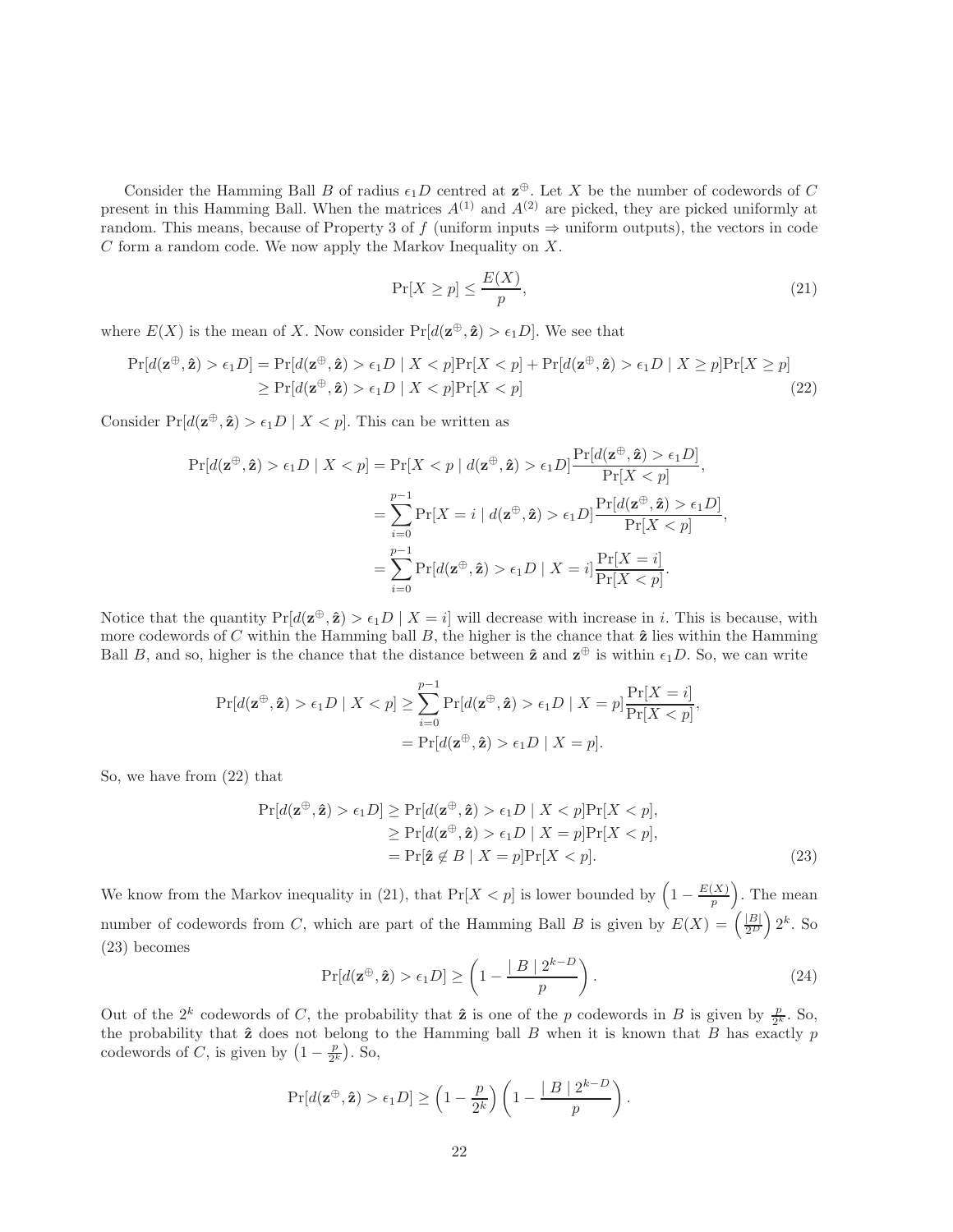Consider the Hamming Ball $B$ of radius $\epsilon_1 D$ centred at $\mathbf{z}^{\oplus}$. Let $X$ be the number of codewords of $C$ present in this Hamming Ball. When the matrices $A^{(1)}$ and $A^{(2)}$ are picked, they are picked uniformly at random. This means, because of Property 3 of $f$ (uniform inputs $\Rightarrow$ uniform outputs), the vectors in code $C$ form a random code. We now apply the Markov Inequality on $X$.

$$\Pr[X \geq p] \leq \frac{E(X)}{p}, \tag{21}$$

where $E(X)$ is the mean of $X$. Now consider $\Pr[d(\mathbf{z}^{\oplus}, \hat{\mathbf{z}}) > \epsilon_1 D]$. We see that

$$\begin{aligned}
\Pr[d(\mathbf{z}^{\oplus}, \hat{\mathbf{z}}) > \epsilon_1 D] &= \Pr[d(\mathbf{z}^{\oplus}, \hat{\mathbf{z}}) > \epsilon_1 D \mid X < p]\Pr[X < p] + \Pr[d(\mathbf{z}^{\oplus}, \hat{\mathbf{z}}) > \epsilon_1 D \mid X \geq p]\Pr[X \geq p] \\
&\geq \Pr[d(\mathbf{z}^{\oplus}, \hat{\mathbf{z}}) > \epsilon_1 D \mid X < p]\Pr[X < p]
\end{aligned} \tag{22}$$

Consider $\Pr[d(\mathbf{z}^{\oplus}, \hat{\mathbf{z}}) > \epsilon_1 D \mid X < p]$. This can be written as

$$\begin{aligned}
\Pr[d(\mathbf{z}^{\oplus}, \hat{\mathbf{z}}) > \epsilon_1 D \mid X < p] &= \Pr[X < p \mid d(\mathbf{z}^{\oplus}, \hat{\mathbf{z}}) > \epsilon_1 D] \frac{\Pr[d(\mathbf{z}^{\oplus}, \hat{\mathbf{z}}) > \epsilon_1 D]}{\Pr[X < p]}, \\
&= \sum_{i=0}^{p-1} \Pr[X = i \mid d(\mathbf{z}^{\oplus}, \hat{\mathbf{z}}) > \epsilon_1 D] \frac{\Pr[d(\mathbf{z}^{\oplus}, \hat{\mathbf{z}}) > \epsilon_1 D]}{\Pr[X < p]}, \\
&= \sum_{i=0}^{p-1} \Pr[d(\mathbf{z}^{\oplus}, \hat{\mathbf{z}}) > \epsilon_1 D \mid X = i] \frac{\Pr[X = i]}{\Pr[X < p]}.
\end{aligned}$$

Notice that the quantity $\Pr[d(\mathbf{z}^{\oplus}, \hat{\mathbf{z}}) > \epsilon_1 D \mid X = i]$ will decrease with increase in $i$. This is because, with more codewords of $C$ within the Hamming ball $B$, the higher is the chance that $\hat{\mathbf{z}}$ lies within the Hamming Ball $B$, and so, higher is the chance that the distance between $\hat{\mathbf{z}}$ and $\mathbf{z}^{\oplus}$ is within $\epsilon_1 D$. So, we can write

$$\begin{aligned}
\Pr[d(\mathbf{z}^{\oplus}, \hat{\mathbf{z}}) > \epsilon_1 D \mid X < p] &\geq \sum_{i=0}^{p-1} \Pr[d(\mathbf{z}^{\oplus}, \hat{\mathbf{z}}) > \epsilon_1 D \mid X = p] \frac{\Pr[X = i]}{\Pr[X < p]}, \\
&= \Pr[d(\mathbf{z}^{\oplus}, \hat{\mathbf{z}}) > \epsilon_1 D \mid X = p].
\end{aligned}$$

So, we have from (22) that

$$\begin{aligned}
\Pr[d(\mathbf{z}^{\oplus}, \hat{\mathbf{z}}) > \epsilon_1 D] &\geq \Pr[d(\mathbf{z}^{\oplus}, \hat{\mathbf{z}}) > \epsilon_1 D \mid X < p]\Pr[X < p], \\
&\geq \Pr[d(\mathbf{z}^{\oplus}, \hat{\mathbf{z}}) > \epsilon_1 D \mid X = p]\Pr[X < p], \\
&= \Pr[\hat{\mathbf{z}} \notin B \mid X = p]\Pr[X < p].
\end{aligned} \tag{23}$$

We know from the Markov inequality in (21), that $\Pr[X < p]$ is lower bounded by $\left(1 - \frac{E(X)}{p}\right)$. The mean number of codewords from $C$, which are part of the Hamming Ball $B$ is given by $E(X) = \left(\frac{|B|}{2^D}\right) 2^k$. So (23) becomes

$$\Pr[d(\mathbf{z}^{\oplus}, \hat{\mathbf{z}}) > \epsilon_1 D] \geq \left(1 - \frac{|\, B \,|\, 2^{k-D}}{p}\right). \tag{24}$$

Out of the $2^k$ codewords of $C$, the probability that $\hat{\mathbf{z}}$ is one of the $p$ codewords in $B$ is given by $\frac{p}{2^k}$. So, the probability that $\hat{\mathbf{z}}$ does not belong to the Hamming ball $B$ when it is known that $B$ has exactly $p$ codewords of $C$, is given by $\left(1 - \frac{p}{2^k}\right)$. So,

$$\Pr[d(\mathbf{z}^{\oplus}, \hat{\mathbf{z}}) > \epsilon_1 D] \geq \left(1 - \frac{p}{2^k}\right)\left(1 - \frac{|\, B \,|\, 2^{k-D}}{p}\right).$$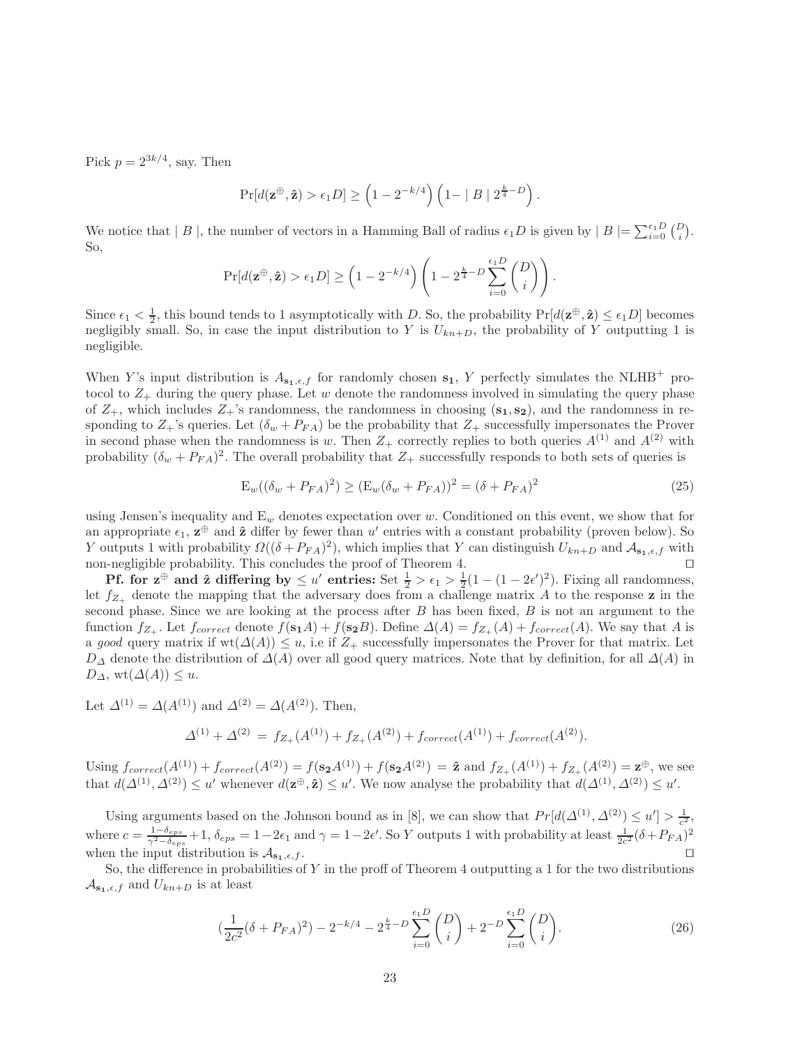Pick $p = 2^{3k/4}$, say. Then

$$\Pr[d(\mathbf{z}^{\oplus}, \hat{\mathbf{z}}) > \epsilon_1 D] \geq \left(1 - 2^{-k/4}\right)\left(1 - \mid B \mid 2^{\frac{k}{4} - D}\right).$$

We notice that $\mid B \mid$, the number of vectors in a Hamming Ball of radius $\epsilon_1 D$ is given by $\mid B \mid = \sum_{i=0}^{\epsilon_1 D} \binom{D}{i}$. So,

$$\Pr[d(\mathbf{z}^{\oplus}, \hat{\mathbf{z}}) > \epsilon_1 D] \geq \left(1 - 2^{-k/4}\right)\left(1 - 2^{\frac{k}{4} - D}\sum_{i=0}^{\epsilon_1 D} \binom{D}{i}\right).$$

Since $\epsilon_1 < \frac{1}{2}$, this bound tends to 1 asymptotically with $D$. So, the probability $\Pr[d(\mathbf{z}^{\oplus}, \hat{\mathbf{z}}) \leq \epsilon_1 D]$ becomes negligibly small. So, in case the input distribution to $Y$ is $U_{kn+D}$, the probability of $Y$ outputting 1 is negligible.

When $Y$'s input distribution is $A_{\mathbf{s_1},\epsilon,f}$ for randomly chosen $\mathbf{s_1}$, $Y$ perfectly simulates the NLHB$^+$ protocol to $Z_+$ during the query phase. Let $w$ denote the randomness involved in simulating the query phase of $Z_+$, which includes $Z_+$'s randomness, the randomness in choosing $(\mathbf{s_1}, \mathbf{s_2})$, and the randomness in responding to $Z_+$'s queries. Let $(\delta_w + P_{FA})$ be the probability that $Z_+$ successfully impersonates the Prover in second phase when the randomness is $w$. Then $Z_+$ correctly replies to both queries $A^{(1)}$ and $A^{(2)}$ with probability $(\delta_w + P_{FA})^2$. The overall probability that $Z_+$ successfully responds to both sets of queries is

$$\mathrm{E}_w((\delta_w + P_{FA})^2) \geq (\mathrm{E}_w(\delta_w + P_{FA}))^2 = (\delta + P_{FA})^2 \tag{25}$$

using Jensen's inequality and $\mathrm{E}_w$ denotes expectation over $w$. Conditioned on this event, we show that for an appropriate $\epsilon_1$, $\mathbf{z}^{\oplus}$ and $\hat{\mathbf{z}}$ differ by fewer than $u'$ entries with a constant probability (proven below). So $Y$ outputs 1 with probability $\Omega((\delta + P_{FA})^2)$, which implies that $Y$ can distinguish $U_{kn+D}$ and $\mathcal{A}_{\mathbf{s_1},\epsilon,f}$ with non-negligible probability. This concludes the proof of Theorem 4. $\square$

**Pf. for $\mathbf{z}^{\oplus}$ and $\hat{\mathbf{z}}$ differing by $\leq u'$ entries:** Set $\frac{1}{2} > \epsilon_1 > \frac{1}{2}(1 - (1 - 2\epsilon')^2)$. Fixing all randomness, let $f_{Z_+}$ denote the mapping that the adversary does from a challenge matrix $A$ to the response $\mathbf{z}$ in the second phase. Since we are looking at the process after $B$ has been fixed, $B$ is not an argument to the function $f_{Z_+}$. Let $f_{correct}$ denote $f(\mathbf{s_1}A) + f(\mathbf{s_2}B)$. Define $\Delta(A) = f_{Z_+}(A) + f_{correct}(A)$. We say that $A$ is a *good* query matrix if $\mathrm{wt}(\Delta(A)) \leq u$, i.e if $Z_+$ successfully impersonates the Prover for that matrix. Let $D_{\Delta}$ denote the distribution of $\Delta(A)$ over all good query matrices. Note that by definition, for all $\Delta(A)$ in $D_{\Delta}$, $\mathrm{wt}(\Delta(A)) \leq u$.

Let $\Delta^{(1)} = \Delta(A^{(1)})$ and $\Delta^{(2)} = \Delta(A^{(2)})$. Then,

$$\Delta^{(1)} + \Delta^{(2)} \; = \; f_{Z_+}(A^{(1)}) + f_{Z_+}(A^{(2)}) + f_{correct}(A^{(1)}) + f_{correct}(A^{(2)}).$$

Using $f_{correct}(A^{(1)}) + f_{correct}(A^{(2)}) = f(\mathbf{s_2}A^{(1)}) + f(\mathbf{s_2}A^{(2)}) \; = \; \hat{\mathbf{z}}$ and $f_{Z_+}(A^{(1)}) + f_{Z_+}(A^{(2)}) = \mathbf{z}^{\oplus}$, we see that $d(\Delta^{(1)}, \Delta^{(2)}) \leq u'$ whenever $d(\mathbf{z}^{\oplus}, \hat{\mathbf{z}}) \leq u'$. We now analyse the probability that $d(\Delta^{(1)}, \Delta^{(2)}) \leq u'$.

Using arguments based on the Johnson bound as in [8], we can show that $Pr[d(\Delta^{(1)}, \Delta^{(2)}) \leq u'] > \frac{1}{c^2}$, where $c = \frac{1-\delta_{eps}}{\gamma^2 - \delta_{eps}} + 1$, $\delta_{eps} = 1 - 2\epsilon_1$ and $\gamma = 1 - 2\epsilon'$. So $Y$ outputs 1 with probability at least $\frac{1}{2c^2}(\delta + P_{FA})^2$ when the input distribution is $\mathcal{A}_{\mathbf{s_1},\epsilon,f}$. $\square$

So, the difference in probabilities of $Y$ in the proff of Theorem 4 outputting a 1 for the two distributions $\mathcal{A}_{\mathbf{s_1},\epsilon,f}$ and $U_{kn+D}$ is at least

$$\left(\frac{1}{2c^2}(\delta + P_{FA})^2\right) - 2^{-k/4} - 2^{\frac{k}{4} - D}\sum_{i=0}^{\epsilon_1 D}\binom{D}{i} + 2^{-D}\sum_{i=0}^{\epsilon_1 D}\binom{D}{i}. \tag{26}$$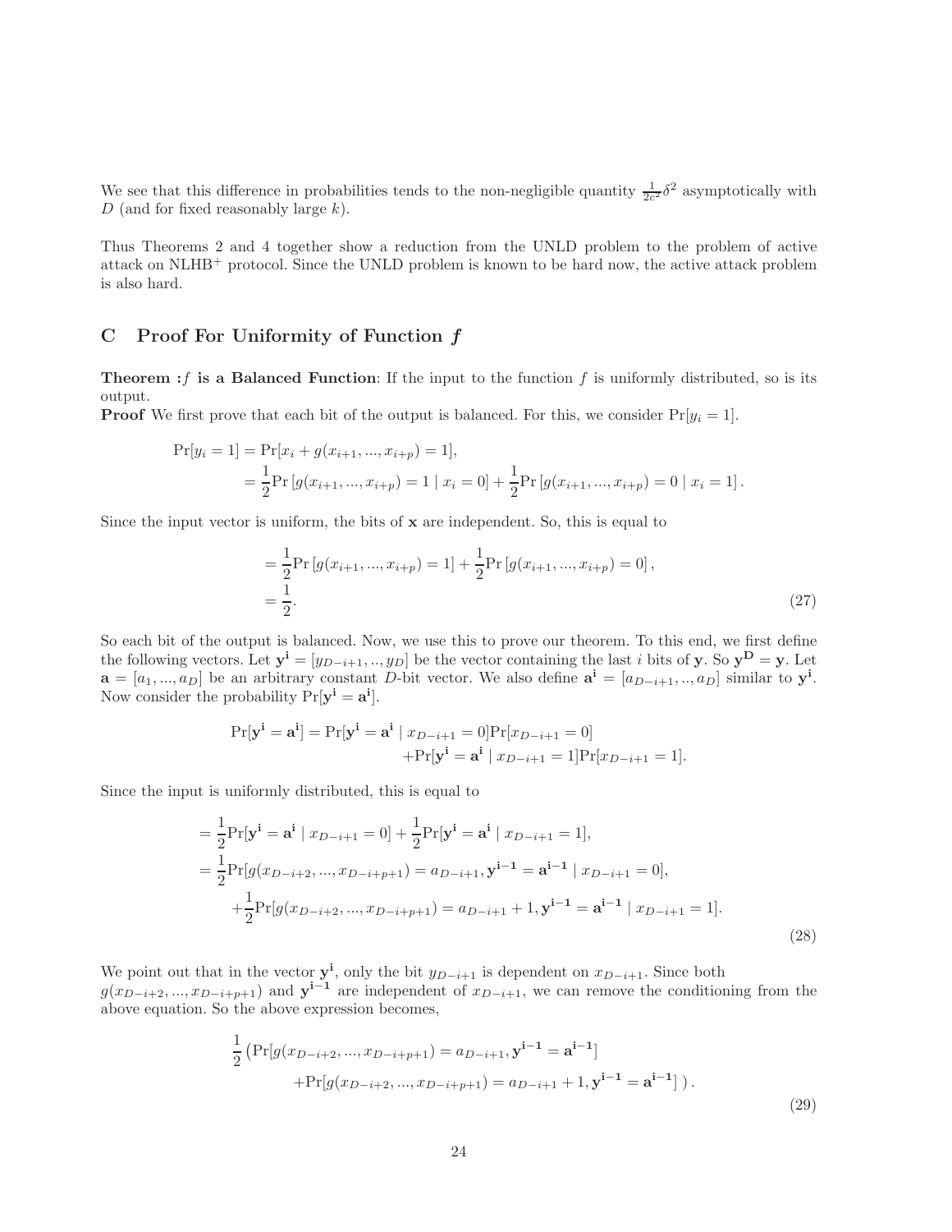We see that this difference in probabilities tends to the non-negligible quantity $\frac{1}{2c^2}\delta^2$ asymptotically with $D$ (and for fixed reasonably large $k$).

Thus Theorems 2 and 4 together show a reduction from the UNLD problem to the problem of active attack on NLHB$^+$ protocol. Since the UNLD problem is known to be hard now, the active attack problem is also hard.

## C Proof For Uniformity of Function $f$

**Theorem :$f$ is a Balanced Function**: If the input to the function $f$ is uniformly distributed, so is its output.

**Proof** We first prove that each bit of the output is balanced. For this, we consider $\Pr[y_i = 1]$.

$$
\begin{aligned}
\Pr[y_i = 1] &= \Pr[x_i + g(x_{i+1}, ..., x_{i+p}) = 1], \\
&= \frac{1}{2}\Pr\left[g(x_{i+1}, ..., x_{i+p}) = 1 \mid x_i = 0\right] + \frac{1}{2}\Pr\left[g(x_{i+1}, ..., x_{i+p}) = 0 \mid x_i = 1\right].
\end{aligned}
$$

Since the input vector is uniform, the bits of $\mathbf{x}$ are independent. So, this is equal to

$$
\begin{aligned}
&= \frac{1}{2}\Pr\left[g(x_{i+1}, ..., x_{i+p}) = 1\right] + \frac{1}{2}\Pr\left[g(x_{i+1}, ..., x_{i+p}) = 0\right], \\
&= \frac{1}{2}.
\end{aligned} \tag{27}
$$

So each bit of the output is balanced. Now, we use this to prove our theorem. To this end, we first define the following vectors. Let $\mathbf{y^i} = [y_{D-i+1}, .., y_D]$ be the vector containing the last $i$ bits of $\mathbf{y}$. So $\mathbf{y^D} = \mathbf{y}$. Let $\mathbf{a} = [a_1, ..., a_D]$ be an arbitrary constant $D$-bit vector. We also define $\mathbf{a^i} = [a_{D-i+1}, .., a_D]$ similar to $\mathbf{y^i}$. Now consider the probability $\Pr[\mathbf{y^i} = \mathbf{a^i}]$.

$$
\begin{aligned}
\Pr[\mathbf{y^i} = \mathbf{a^i}] = \Pr[\mathbf{y^i} = \mathbf{a^i} \mid x_{D-i+1} = 0]\Pr[x_{D-i+1} = 0] \\
+\Pr[\mathbf{y^i} = \mathbf{a^i} \mid x_{D-i+1} = 1]\Pr[x_{D-i+1} = 1].
\end{aligned}
$$

Since the input is uniformly distributed, this is equal to

$$
\begin{aligned}
&= \frac{1}{2}\Pr[\mathbf{y^i} = \mathbf{a^i} \mid x_{D-i+1} = 0] + \frac{1}{2}\Pr[\mathbf{y^i} = \mathbf{a^i} \mid x_{D-i+1} = 1], \\
&= \frac{1}{2}\Pr[g(x_{D-i+2}, ..., x_{D-i+p+1}) = a_{D-i+1}, \mathbf{y^{i-1}} = \mathbf{a^{i-1}} \mid x_{D-i+1} = 0], \\
&\quad + \frac{1}{2}\Pr[g(x_{D-i+2}, ..., x_{D-i+p+1}) = a_{D-i+1} + 1, \mathbf{y^{i-1}} = \mathbf{a^{i-1}} \mid x_{D-i+1} = 1].
\end{aligned} \tag{28}
$$

We point out that in the vector $\mathbf{y^i}$, only the bit $y_{D-i+1}$ is dependent on $x_{D-i+1}$. Since both $g(x_{D-i+2}, ..., x_{D-i+p+1})$ and $\mathbf{y^{i-1}}$ are independent of $x_{D-i+1}$, we can remove the conditioning from the above equation. So the above expression becomes,

$$
\begin{aligned}
\frac{1}{2}\big(&\Pr[g(x_{D-i+2}, ..., x_{D-i+p+1}) = a_{D-i+1}, \mathbf{y^{i-1}} = \mathbf{a^{i-1}}] \\
&+\Pr[g(x_{D-i+2}, ..., x_{D-i+p+1}) = a_{D-i+1} + 1, \mathbf{y^{i-1}} = \mathbf{a^{i-1}}]\ \big).
\end{aligned} \tag{29}
$$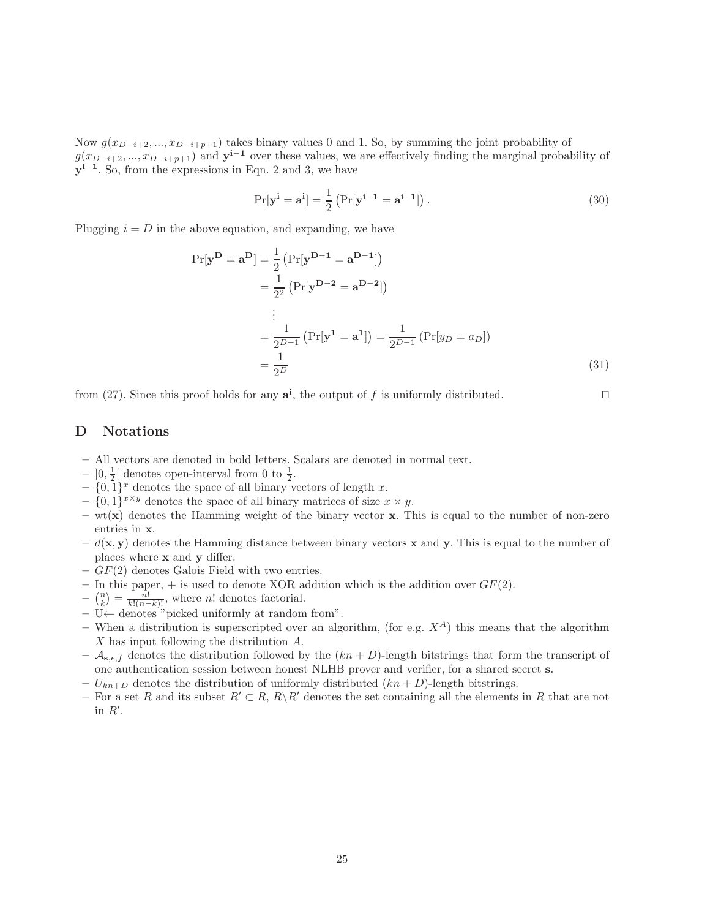Now $g(x_{D-i+2}, ..., x_{D-i+p+1})$ takes binary values 0 and 1. So, by summing the joint probability of $g(x_{D-i+2}, ..., x_{D-i+p+1})$ and $\mathbf{y^{i-1}}$ over these values, we are effectively finding the marginal probability of $\mathbf{y^{i-1}}$. So, from the expressions in Eqn. 2 and 3, we have

$$\Pr[\mathbf{y^i} = \mathbf{a^i}] = \frac{1}{2}\left(\Pr[\mathbf{y^{i-1}} = \mathbf{a^{i-1}}]\right). \tag{30}$$

Plugging $i = D$ in the above equation, and expanding, we have

$$\begin{aligned}
\Pr[\mathbf{y^D} = \mathbf{a^D}] &= \frac{1}{2}\left(\Pr[\mathbf{y^{D-1}} = \mathbf{a^{D-1}}]\right) \\
&= \frac{1}{2^2}\left(\Pr[\mathbf{y^{D-2}} = \mathbf{a^{D-2}}]\right) \\
&\;\;\vdots \\
&= \frac{1}{2^{D-1}}\left(\Pr[\mathbf{y^1} = \mathbf{a^1}]\right) = \frac{1}{2^{D-1}}\left(\Pr[y_D = a_D]\right) \\
&= \frac{1}{2^D}
\end{aligned} \tag{31}$$

from (27). Since this proof holds for any $\mathbf{a^i}$, the output of $f$ is uniformly distributed. ◻

## D Notations

- All vectors are denoted in bold letters. Scalars are denoted in normal text.
- $]0, \frac{1}{2}[$ denotes open-interval from 0 to $\frac{1}{2}$.
- $\{0,1\}^x$ denotes the space of all binary vectors of length $x$.
- $\{0,1\}^{x \times y}$ denotes the space of all binary matrices of size $x \times y$.
- $\mathrm{wt}(\mathbf{x})$ denotes the Hamming weight of the binary vector $\mathbf{x}$. This is equal to the number of non-zero entries in $\mathbf{x}$.
- $d(\mathbf{x}, \mathbf{y})$ denotes the Hamming distance between binary vectors $\mathbf{x}$ and $\mathbf{y}$. This is equal to the number of places where $\mathbf{x}$ and $\mathbf{y}$ differ.
- $GF(2)$ denotes Galois Field with two entries.
- In this paper, $+$ is used to denote XOR addition which is the addition over $GF(2)$.
- $\binom{n}{k} = \frac{n!}{k!(n-k)!}$, where $n!$ denotes factorial.
- $\mathrm{U}\!\leftarrow$ denotes "picked uniformly at random from".
- When a distribution is superscripted over an algorithm, (for e.g. $X^A$) this means that the algorithm $X$ has input following the distribution $A$.
- $\mathcal{A}_{\mathbf{s},\epsilon,f}$ denotes the distribution followed by the $(kn + D)$-length bitstrings that form the transcript of one authentication session between honest NLHB prover and verifier, for a shared secret $\mathbf{s}$.
- $U_{kn+D}$ denotes the distribution of uniformly distributed $(kn + D)$-length bitstrings.
- For a set $R$ and its subset $R' \subset R$, $R \backslash R'$ denotes the set containing all the elements in $R$ that are not in $R'$.